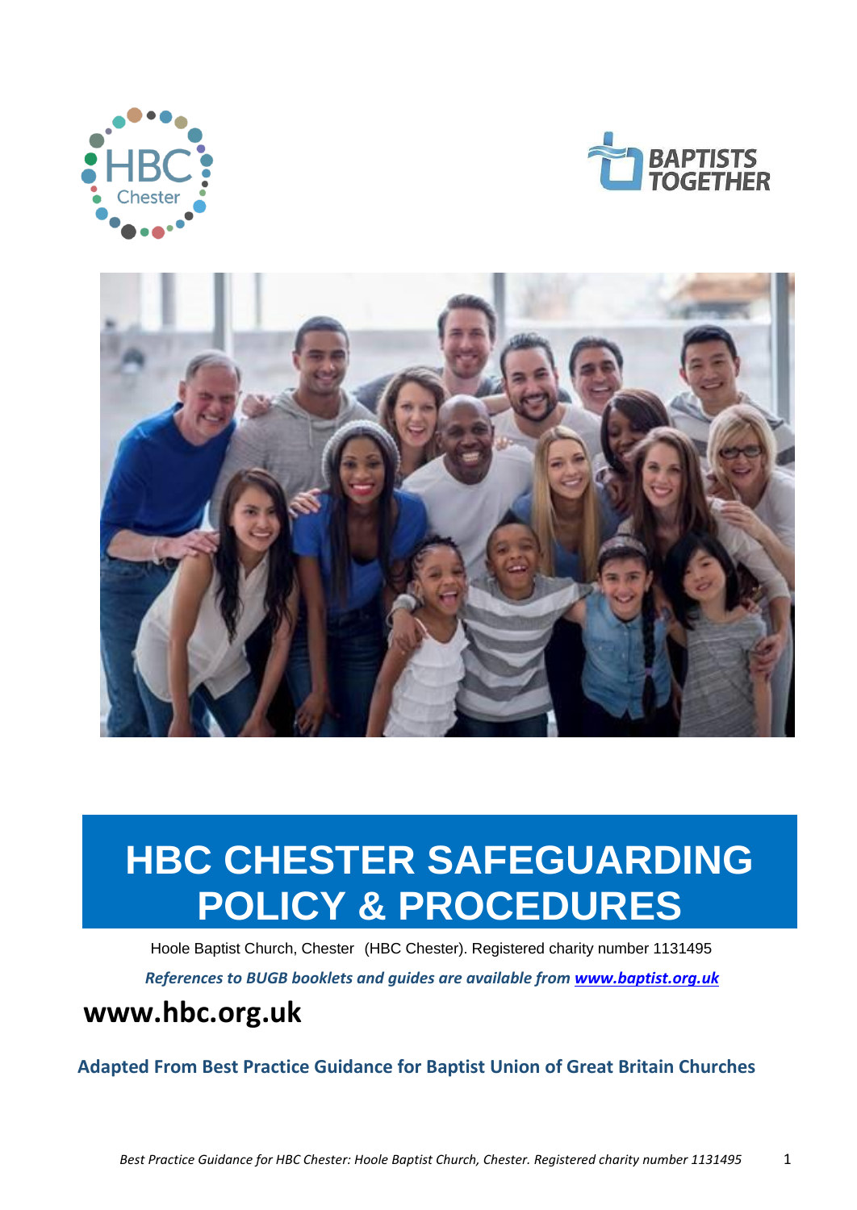# HBC CHESTER SAFEGUARDING POLICY & PROCEDURES

Hoole Baptist Church, Chester (HBC Chester). Registered charity number 1131495

***References to BUGB booklets and guides are available from [www.baptist.org.uk](http://www.baptist.org.uk)***

## www.hbc.org.uk

**Adapted From Best Practice Guidance for Baptist Union of Great Britain Churches**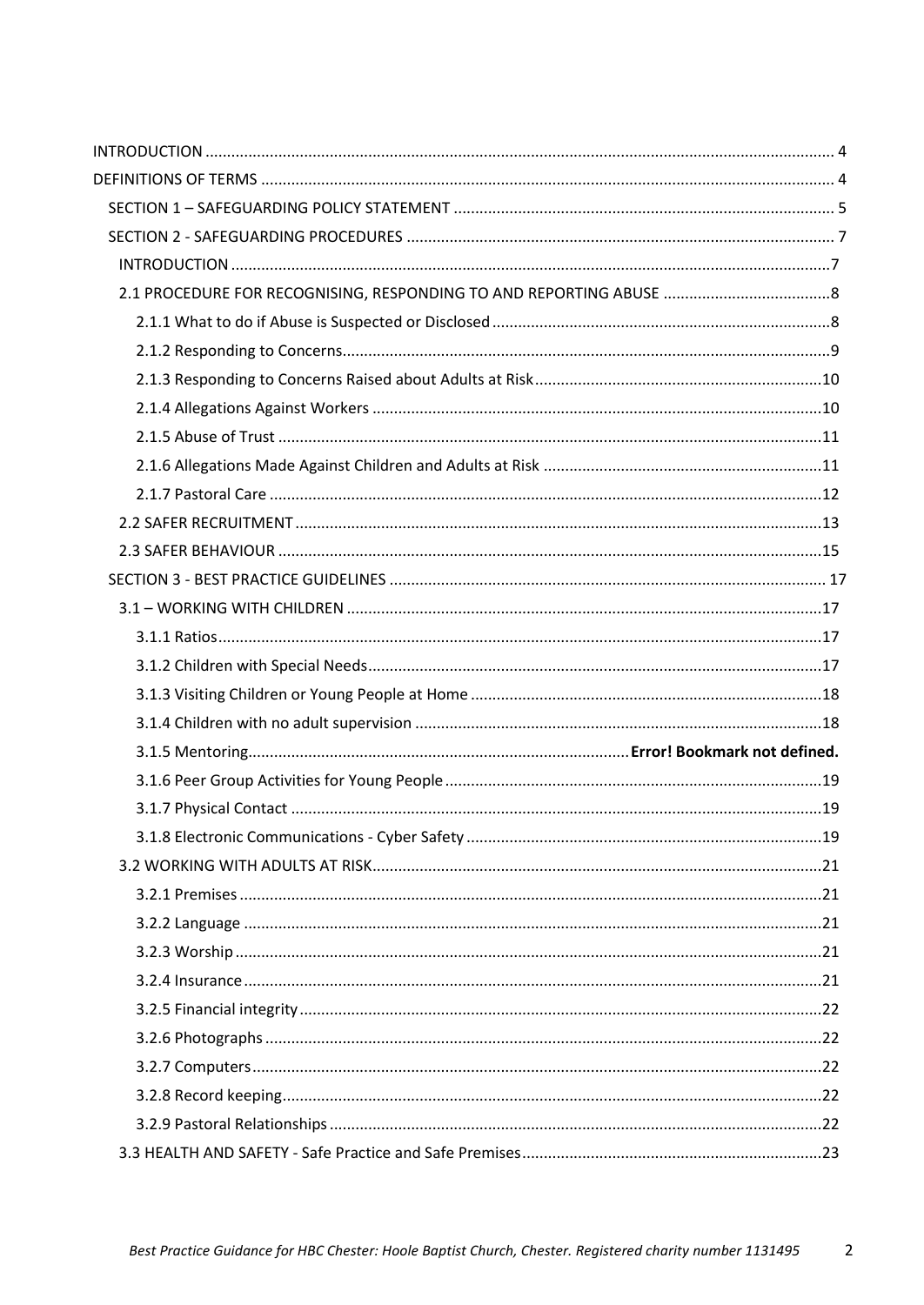INTRODUCTION ........................................................................................................................................ 4

DEFINITIONS OF TERMS ........................................................................................................................ 4

SECTION 1 – SAFEGUARDING POLICY STATEMENT ............................................................................ 5

SECTION 2 - SAFEGUARDING PROCEDURES ........................................................................................ 7

INTRODUCTION ................................................................................................................................ 7

2.1 PROCEDURE FOR RECOGNISING, RESPONDING TO AND REPORTING ABUSE ............................ 8

2.1.1 What to do if Abuse is Suspected or Disclosed ........................................................................ 8

2.1.2 Responding to Concerns ........................................................................................................... 9

2.1.3 Responding to Concerns Raised about Adults at Risk .............................................................. 10

2.1.4 Allegations Against Workers ................................................................................................... 10

2.1.5 Abuse of Trust ......................................................................................................................... 11

2.1.6 Allegations Made Against Children and Adults at Risk ........................................................... 11

2.1.7 Pastoral Care ........................................................................................................................... 12

2.2 SAFER RECRUITMENT ................................................................................................................. 13

2.3 SAFER BEHAVIOUR ..................................................................................................................... 15

SECTION 3 - BEST PRACTICE GUIDELINES .......................................................................................... 17

3.1 – WORKING WITH CHILDREN ..................................................................................................... 17

3.1.1 Ratios ...................................................................................................................................... 17

3.1.2 Children with Special Needs ................................................................................................... 17

3.1.3 Visiting Children or Young People at Home ............................................................................ 18

3.1.4 Children with no adult supervision ......................................................................................... 18

3.1.5 Mentoring .......................................................................................... **Error! Bookmark not defined.**

3.1.6 Peer Group Activities for Young People .................................................................................. 19

3.1.7 Physical Contact ..................................................................................................................... 19

3.1.8 Electronic Communications - Cyber Safety ............................................................................. 19

3.2 WORKING WITH ADULTS AT RISK ................................................................................................ 21

3.2.1 Premises .................................................................................................................................. 21

3.2.2 Language ................................................................................................................................. 21

3.2.3 Worship ................................................................................................................................... 21

3.2.4 Insurance ................................................................................................................................ 21

3.2.5 Financial integrity .................................................................................................................... 22

3.2.6 Photographs ............................................................................................................................ 22

3.2.7 Computers ............................................................................................................................... 22

3.2.8 Record keeping ........................................................................................................................ 22

3.2.9 Pastoral Relationships ............................................................................................................. 22

3.3 HEALTH AND SAFETY - Safe Practice and Safe Premises .................................................................. 23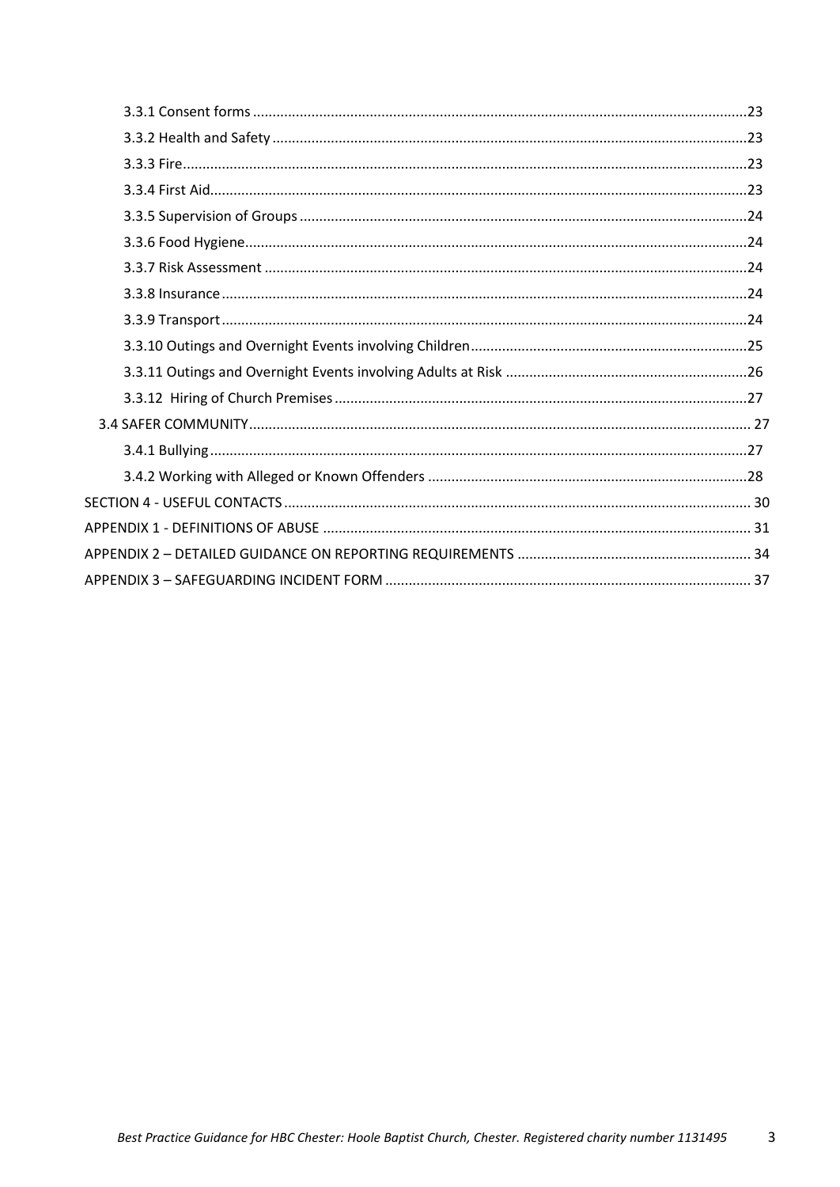3.3.1 Consent forms ....................................................................................................................23

3.3.2 Health and Safety ..................................................................................................................23

3.3.3 Fire..........................................................................................................................................23

3.3.4 First Aid...................................................................................................................................23

3.3.5 Supervision of Groups ............................................................................................................24

3.3.6 Food Hygiene..........................................................................................................................24

3.3.7 Risk Assessment .....................................................................................................................24

3.3.8 Insurance................................................................................................................................24

3.3.9 Transport................................................................................................................................24

3.3.10 Outings and Overnight Events involving Children.................................................................25

3.3.11 Outings and Overnight Events involving Adults at Risk ........................................................26

3.3.12 Hiring of Church Premises.....................................................................................................27

3.4 SAFER COMMUNITY.......................................................................................................................... 27

3.4.1 Bullying...................................................................................................................................27

3.4.2 Working with Alleged or Known Offenders ............................................................................28

SECTION 4 - USEFUL CONTACTS ........................................................................................................ 30

APPENDIX 1 - DEFINITIONS OF ABUSE .............................................................................................. 31

APPENDIX 2 – DETAILED GUIDANCE ON REPORTING REQUIREMENTS ............................................. 34

APPENDIX 3 – SAFEGUARDING INCIDENT FORM .............................................................................. 37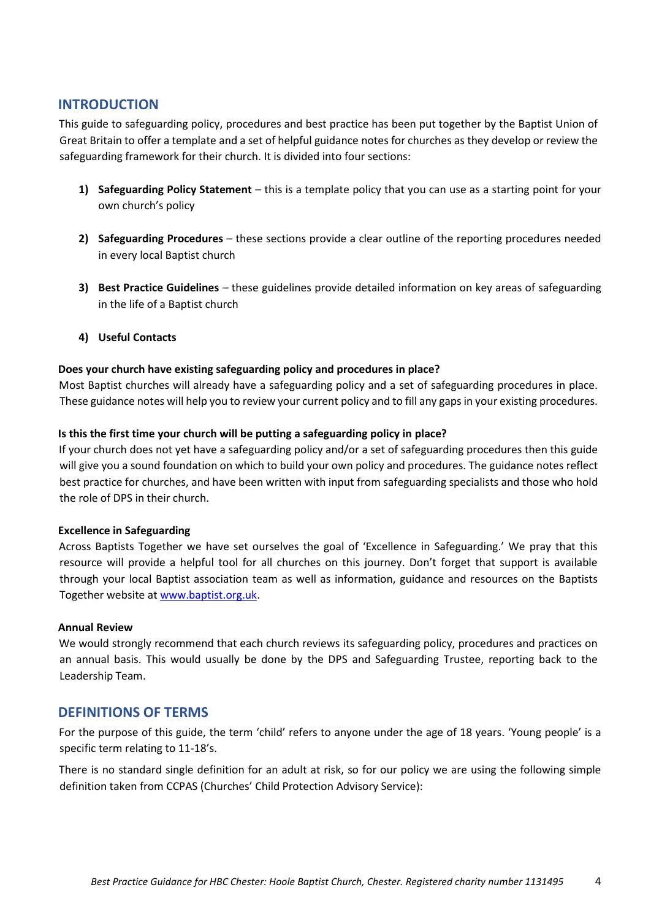## INTRODUCTION

This guide to safeguarding policy, procedures and best practice has been put together by the Baptist Union of Great Britain to offer a template and a set of helpful guidance notes for churches as they develop or review the safeguarding framework for their church. It is divided into four sections:

1) **Safeguarding Policy Statement** – this is a template policy that you can use as a starting point for your own church's policy

2) **Safeguarding Procedures** – these sections provide a clear outline of the reporting procedures needed in every local Baptist church

3) **Best Practice Guidelines** – these guidelines provide detailed information on key areas of safeguarding in the life of a Baptist church

4) **Useful Contacts**

**Does your church have existing safeguarding policy and procedures in place?**

Most Baptist churches will already have a safeguarding policy and a set of safeguarding procedures in place. These guidance notes will help you to review your current policy and to fill any gaps in your existing procedures.

**Is this the first time your church will be putting a safeguarding policy in place?**

If your church does not yet have a safeguarding policy and/or a set of safeguarding procedures then this guide will give you a sound foundation on which to build your own policy and procedures. The guidance notes reflect best practice for churches, and have been written with input from safeguarding specialists and those who hold the role of DPS in their church.

**Excellence in Safeguarding**

Across Baptists Together we have set ourselves the goal of 'Excellence in Safeguarding.' We pray that this resource will provide a helpful tool for all churches on this journey. Don't forget that support is available through your local Baptist association team as well as information, guidance and resources on the Baptists Together website at [www.baptist.org.uk](http://www.baptist.org.uk).

**Annual Review**

We would strongly recommend that each church reviews its safeguarding policy, procedures and practices on an annual basis. This would usually be done by the DPS and Safeguarding Trustee, reporting back to the Leadership Team.

## DEFINITIONS OF TERMS

For the purpose of this guide, the term 'child' refers to anyone under the age of 18 years. 'Young people' is a specific term relating to 11-18's.

There is no standard single definition for an adult at risk, so for our policy we are using the following simple definition taken from CCPAS (Churches' Child Protection Advisory Service):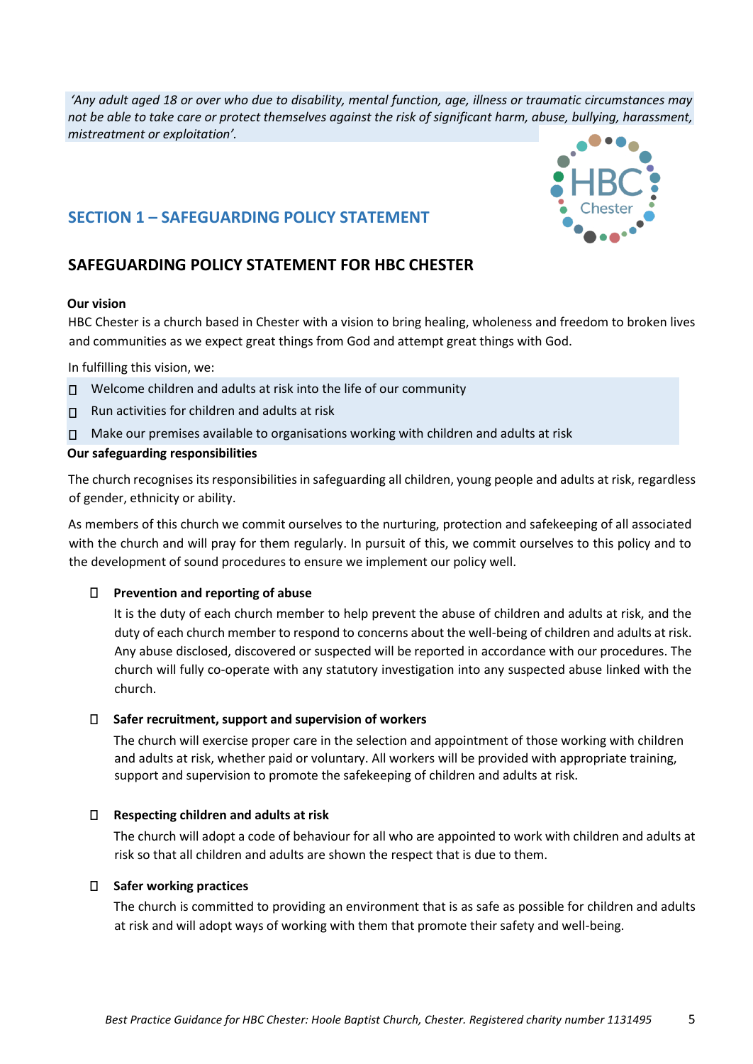*'Any adult aged 18 or over who due to disability, mental function, age, illness or traumatic circumstances may not be able to take care or protect themselves against the risk of significant harm, abuse, bullying, harassment, mistreatment or exploitation'.*

## SECTION 1 – SAFEGUARDING POLICY STATEMENT

## SAFEGUARDING POLICY STATEMENT FOR HBC CHESTER

**Our vision**

HBC Chester is a church based in Chester with a vision to bring healing, wholeness and freedom to broken lives and communities as we expect great things from God and attempt great things with God.

In fulfilling this vision, we:

- Welcome children and adults at risk into the life of our community
- Run activities for children and adults at risk
- Make our premises available to organisations working with children and adults at risk

**Our safeguarding responsibilities**

The church recognises its responsibilities in safeguarding all children, young people and adults at risk, regardless of gender, ethnicity or ability.

As members of this church we commit ourselves to the nurturing, protection and safekeeping of all associated with the church and will pray for them regularly. In pursuit of this, we commit ourselves to this policy and to the development of sound procedures to ensure we implement our policy well.

- **Prevention and reporting of abuse**
  It is the duty of each church member to help prevent the abuse of children and adults at risk, and the duty of each church member to respond to concerns about the well-being of children and adults at risk. Any abuse disclosed, discovered or suspected will be reported in accordance with our procedures. The church will fully co-operate with any statutory investigation into any suspected abuse linked with the church.

- **Safer recruitment, support and supervision of workers**
  The church will exercise proper care in the selection and appointment of those working with children and adults at risk, whether paid or voluntary. All workers will be provided with appropriate training, support and supervision to promote the safekeeping of children and adults at risk.

- **Respecting children and adults at risk**
  The church will adopt a code of behaviour for all who are appointed to work with children and adults at risk so that all children and adults are shown the respect that is due to them.

- **Safer working practices**
  The church is committed to providing an environment that is as safe as possible for children and adults at risk and will adopt ways of working with them that promote their safety and well-being.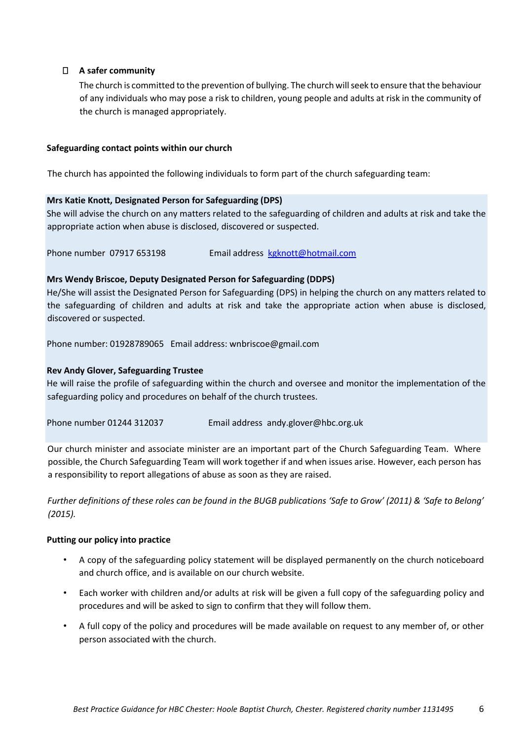- **A safer community**

  The church is committed to the prevention of bullying. The church will seek to ensure that the behaviour of any individuals who may pose a risk to children, young people and adults at risk in the community of the church is managed appropriately.

**Safeguarding contact points within our church**

The church has appointed the following individuals to form part of the church safeguarding team:

**Mrs Katie Knott, Designated Person for Safeguarding (DPS)**
She will advise the church on any matters related to the safeguarding of children and adults at risk and take the appropriate action when abuse is disclosed, discovered or suspected.

Phone number 07917 653198 Email address kgknott@hotmail.com

**Mrs Wendy Briscoe, Deputy Designated Person for Safeguarding (DDPS)**
He/She will assist the Designated Person for Safeguarding (DPS) in helping the church on any matters related to the safeguarding of children and adults at risk and take the appropriate action when abuse is disclosed, discovered or suspected.

Phone number: 01928789065 Email address: wnbriscoe@gmail.com

**Rev Andy Glover, Safeguarding Trustee**
He will raise the profile of safeguarding within the church and oversee and monitor the implementation of the safeguarding policy and procedures on behalf of the church trustees.

Phone number 01244 312037 Email address andy.glover@hbc.org.uk

Our church minister and associate minister are an important part of the Church Safeguarding Team. Where possible, the Church Safeguarding Team will work together if and when issues arise. However, each person has a responsibility to report allegations of abuse as soon as they are raised.

*Further definitions of these roles can be found in the BUGB publications 'Safe to Grow' (2011) & 'Safe to Belong' (2015).*

**Putting our policy into practice**

- A copy of the safeguarding policy statement will be displayed permanently on the church noticeboard and church office, and is available on our church website.
- Each worker with children and/or adults at risk will be given a full copy of the safeguarding policy and procedures and will be asked to sign to confirm that they will follow them.
- A full copy of the policy and procedures will be made available on request to any member of, or other person associated with the church.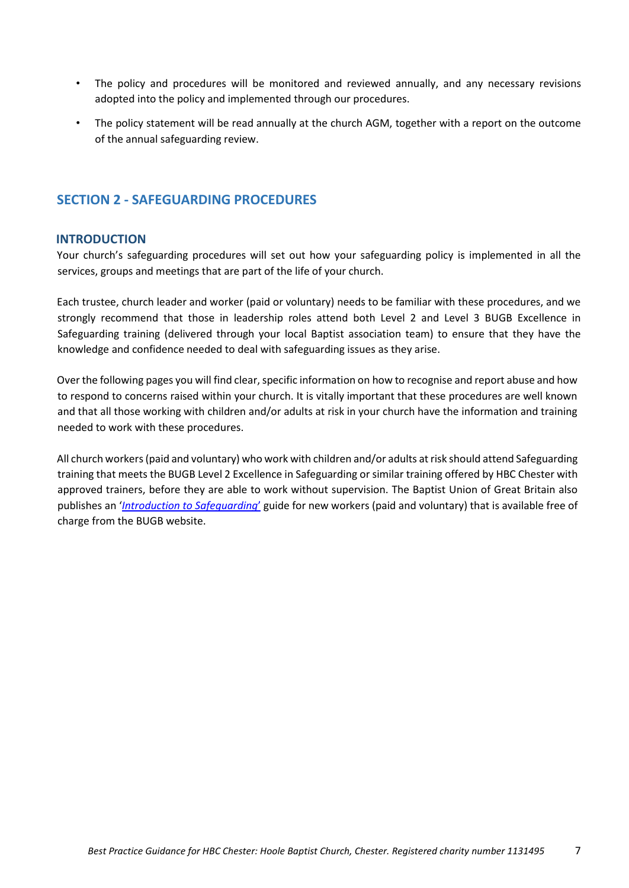- The policy and procedures will be monitored and reviewed annually, and any necessary revisions adopted into the policy and implemented through our procedures.
- The policy statement will be read annually at the church AGM, together with a report on the outcome of the annual safeguarding review.

## SECTION 2 - SAFEGUARDING PROCEDURES

### INTRODUCTION

Your church's safeguarding procedures will set out how your safeguarding policy is implemented in all the services, groups and meetings that are part of the life of your church.

Each trustee, church leader and worker (paid or voluntary) needs to be familiar with these procedures, and we strongly recommend that those in leadership roles attend both Level 2 and Level 3 BUGB Excellence in Safeguarding training (delivered through your local Baptist association team) to ensure that they have the knowledge and confidence needed to deal with safeguarding issues as they arise.

Over the following pages you will find clear, specific information on how to recognise and report abuse and how to respond to concerns raised within your church. It is vitally important that these procedures are well known and that all those working with children and/or adults at risk in your church have the information and training needed to work with these procedures.

All church workers (paid and voluntary) who work with children and/or adults at risk should attend Safeguarding training that meets the BUGB Level 2 Excellence in Safeguarding or similar training offered by HBC Chester with approved trainers, before they are able to work without supervision. The Baptist Union of Great Britain also publishes an '*Introduction to Safeguarding*' guide for new workers (paid and voluntary) that is available free of charge from the BUGB website.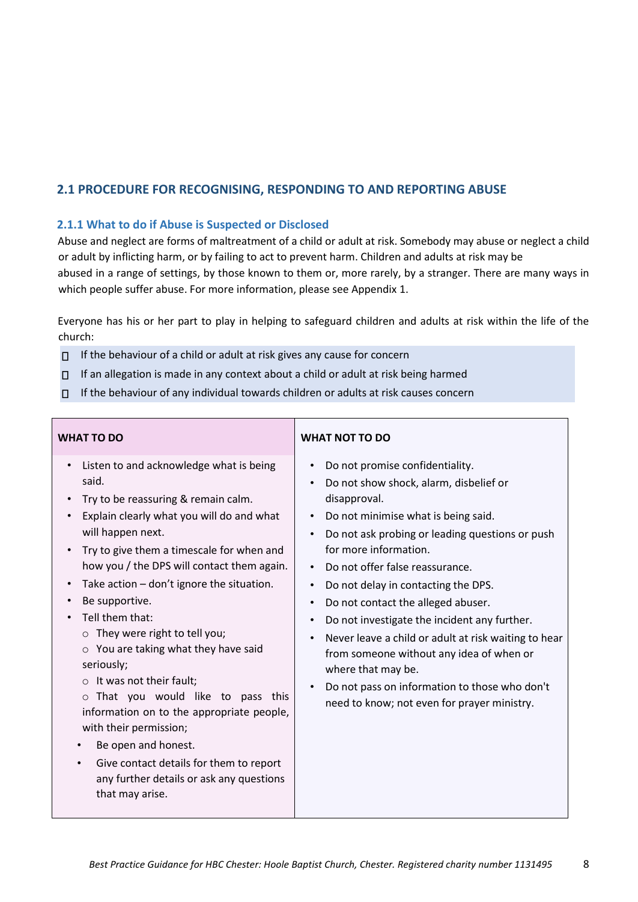## 2.1 PROCEDURE FOR RECOGNISING, RESPONDING TO AND REPORTING ABUSE

### 2.1.1 What to do if Abuse is Suspected or Disclosed

Abuse and neglect are forms of maltreatment of a child or adult at risk. Somebody may abuse or neglect a child or adult by inflicting harm, or by failing to act to prevent harm. Children and adults at risk may be abused in a range of settings, by those known to them or, more rarely, by a stranger. There are many ways in which people suffer abuse. For more information, please see Appendix 1.

Everyone has his or her part to play in helping to safeguard children and adults at risk within the life of the church:

- If the behaviour of a child or adult at risk gives any cause for concern
- If an allegation is made in any context about a child or adult at risk being harmed
- If the behaviour of any individual towards children or adults at risk causes concern

| WHAT TO DO | WHAT NOT TO DO |
|---|---|
| • Listen to and acknowledge what is being said.<br>• Try to be reassuring & remain calm.<br>• Explain clearly what you will do and what will happen next.<br>• Try to give them a timescale for when and how you / the DPS will contact them again.<br>• Take action – don't ignore the situation.<br>• Be supportive.<br>• Tell them that:<br>○ They were right to tell you;<br>○ You are taking what they have said seriously;<br>○ It was not their fault;<br>○ That you would like to pass this information on to the appropriate people, with their permission;<br>• Be open and honest.<br>• Give contact details for them to report any further details or ask any questions that may arise. | • Do not promise confidentiality.<br>• Do not show shock, alarm, disbelief or disapproval.<br>• Do not minimise what is being said.<br>• Do not ask probing or leading questions or push for more information.<br>• Do not offer false reassurance.<br>• Do not delay in contacting the DPS.<br>• Do not contact the alleged abuser.<br>• Do not investigate the incident any further.<br>• Never leave a child or adult at risk waiting to hear from someone without any idea of when or where that may be.<br>• Do not pass on information to those who don't need to know; not even for prayer ministry. |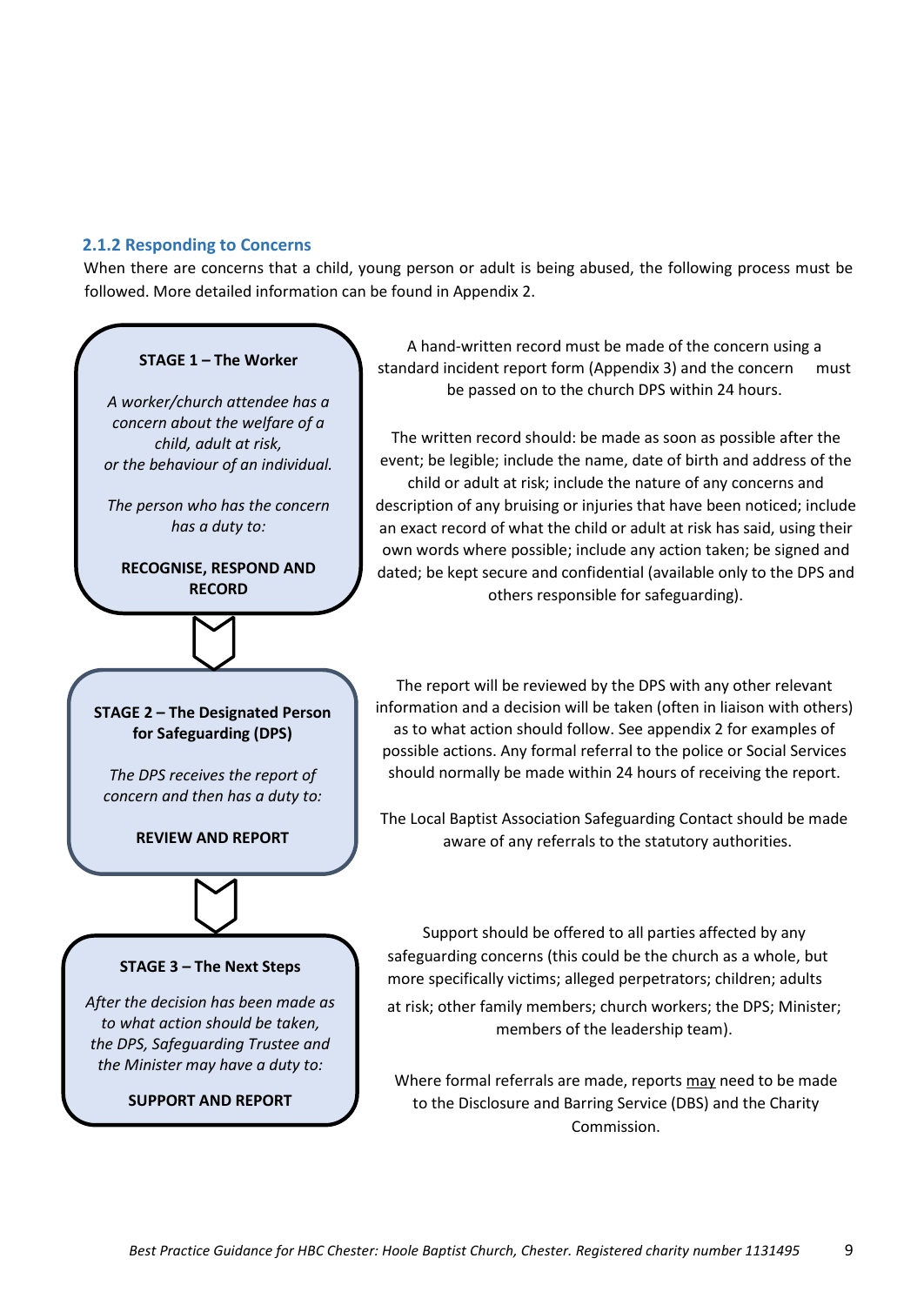### 2.1.2 Responding to Concerns

When there are concerns that a child, young person or adult is being abused, the following process must be followed. More detailed information can be found in Appendix 2.

**STAGE 1 – The Worker**

*A worker/church attendee has a concern about the welfare of a child, adult at risk, or the behaviour of an individual.*

*The person who has the concern has a duty to:*

**RECOGNISE, RESPOND AND RECORD**

A hand-written record must be made of the concern using a standard incident report form (Appendix 3) and the concern must be passed on to the church DPS within 24 hours.

The written record should: be made as soon as possible after the event; be legible; include the name, date of birth and address of the child or adult at risk; include the nature of any concerns and description of any bruising or injuries that have been noticed; include an exact record of what the child or adult at risk has said, using their own words where possible; include any action taken; be signed and dated; be kept secure and confidential (available only to the DPS and others responsible for safeguarding).

**STAGE 2 – The Designated Person for Safeguarding (DPS)**

*The DPS receives the report of concern and then has a duty to:*

**REVIEW AND REPORT**

The report will be reviewed by the DPS with any other relevant information and a decision will be taken (often in liaison with others) as to what action should follow. See appendix 2 for examples of possible actions. Any formal referral to the police or Social Services should normally be made within 24 hours of receiving the report.

The Local Baptist Association Safeguarding Contact should be made aware of any referrals to the statutory authorities.

**STAGE 3 – The Next Steps**

*After the decision has been made as to what action should be taken, the DPS, Safeguarding Trustee and the Minister may have a duty to:*

**SUPPORT AND REPORT**

Support should be offered to all parties affected by any safeguarding concerns (this could be the church as a whole, but more specifically victims; alleged perpetrators; children; adults at risk; other family members; church workers; the DPS; Minister; members of the leadership team).

Where formal referrals are made, reports <u>may</u> need to be made to the Disclosure and Barring Service (DBS) and the Charity Commission.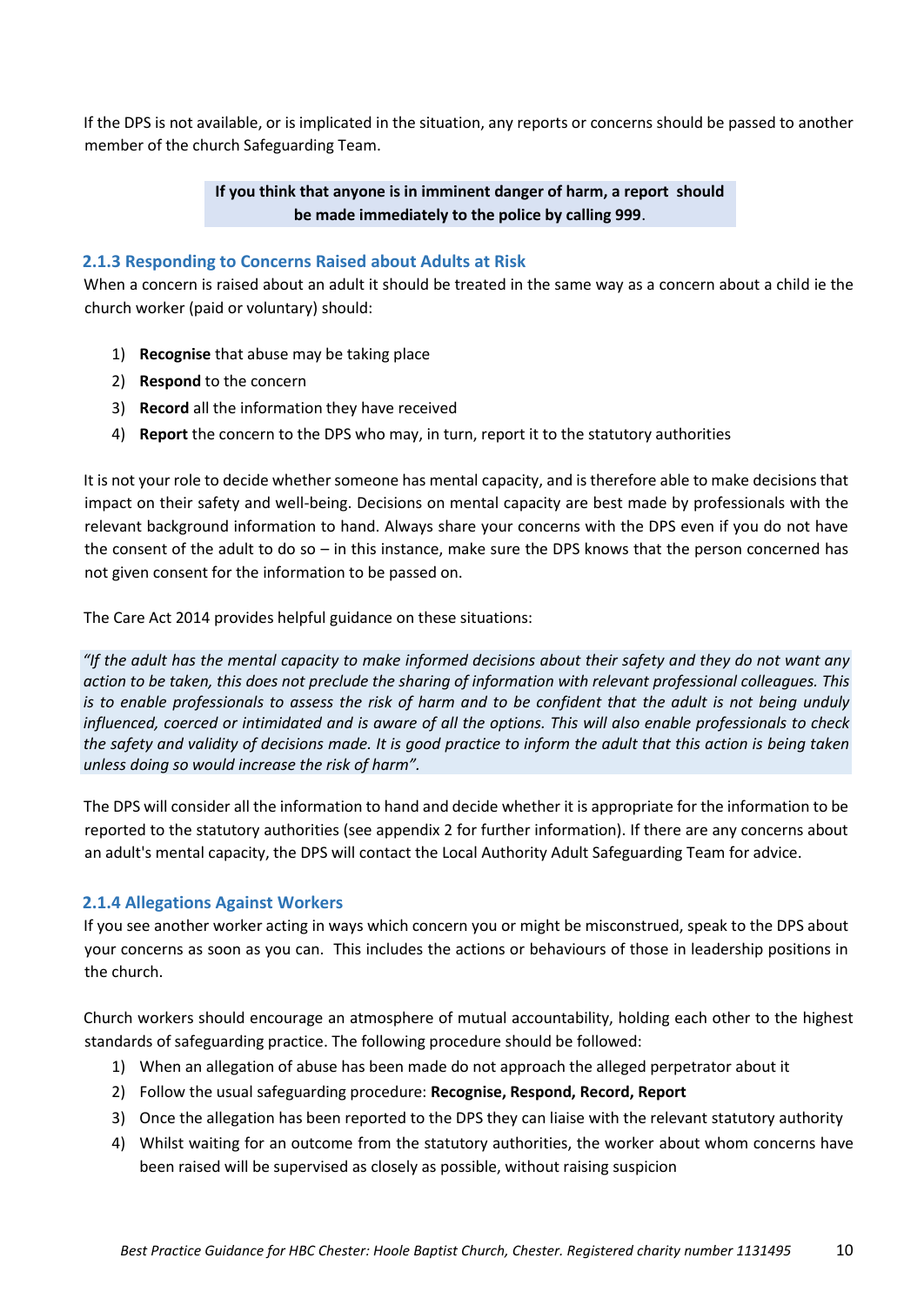If the DPS is not available, or is implicated in the situation, any reports or concerns should be passed to another member of the church Safeguarding Team.

**If you think that anyone is in imminent danger of harm, a report should be made immediately to the police by calling 999**.

### 2.1.3 Responding to Concerns Raised about Adults at Risk

When a concern is raised about an adult it should be treated in the same way as a concern about a child ie the church worker (paid or voluntary) should:

1) **Recognise** that abuse may be taking place
2) **Respond** to the concern
3) **Record** all the information they have received
4) **Report** the concern to the DPS who may, in turn, report it to the statutory authorities

It is not your role to decide whether someone has mental capacity, and is therefore able to make decisions that impact on their safety and well-being. Decisions on mental capacity are best made by professionals with the relevant background information to hand. Always share your concerns with the DPS even if you do not have the consent of the adult to do so – in this instance, make sure the DPS knows that the person concerned has not given consent for the information to be passed on.

The Care Act 2014 provides helpful guidance on these situations:

*"If the adult has the mental capacity to make informed decisions about their safety and they do not want any action to be taken, this does not preclude the sharing of information with relevant professional colleagues. This is to enable professionals to assess the risk of harm and to be confident that the adult is not being unduly influenced, coerced or intimidated and is aware of all the options. This will also enable professionals to check the safety and validity of decisions made. It is good practice to inform the adult that this action is being taken unless doing so would increase the risk of harm".*

The DPS will consider all the information to hand and decide whether it is appropriate for the information to be reported to the statutory authorities (see appendix 2 for further information). If there are any concerns about an adult's mental capacity, the DPS will contact the Local Authority Adult Safeguarding Team for advice.

### 2.1.4 Allegations Against Workers

If you see another worker acting in ways which concern you or might be misconstrued, speak to the DPS about your concerns as soon as you can. This includes the actions or behaviours of those in leadership positions in the church.

Church workers should encourage an atmosphere of mutual accountability, holding each other to the highest standards of safeguarding practice. The following procedure should be followed:

1) When an allegation of abuse has been made do not approach the alleged perpetrator about it
2) Follow the usual safeguarding procedure: **Recognise, Respond, Record, Report**
3) Once the allegation has been reported to the DPS they can liaise with the relevant statutory authority
4) Whilst waiting for an outcome from the statutory authorities, the worker about whom concerns have been raised will be supervised as closely as possible, without raising suspicion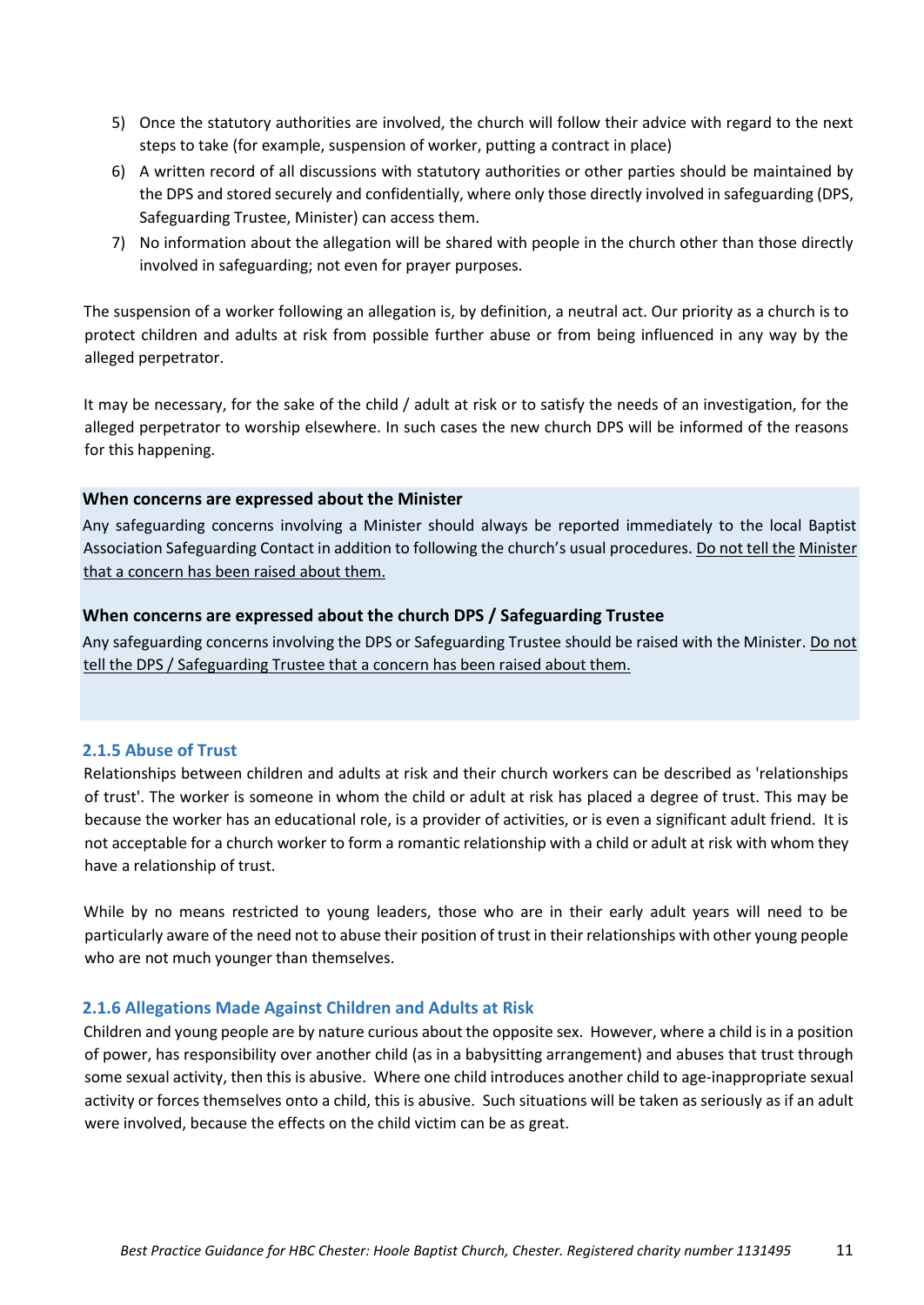5) Once the statutory authorities are involved, the church will follow their advice with regard to the next steps to take (for example, suspension of worker, putting a contract in place)
6) A written record of all discussions with statutory authorities or other parties should be maintained by the DPS and stored securely and confidentially, where only those directly involved in safeguarding (DPS, Safeguarding Trustee, Minister) can access them.
7) No information about the allegation will be shared with people in the church other than those directly involved in safeguarding; not even for prayer purposes.

The suspension of a worker following an allegation is, by definition, a neutral act. Our priority as a church is to protect children and adults at risk from possible further abuse or from being influenced in any way by the alleged perpetrator.

It may be necessary, for the sake of the child / adult at risk or to satisfy the needs of an investigation, for the alleged perpetrator to worship elsewhere. In such cases the new church DPS will be informed of the reasons for this happening.

**When concerns are expressed about the Minister**

Any safeguarding concerns involving a Minister should always be reported immediately to the local Baptist Association Safeguarding Contact in addition to following the church's usual procedures. <u>Do not tell the Minister that a concern has been raised about them.</u>

**When concerns are expressed about the church DPS / Safeguarding Trustee**

Any safeguarding concerns involving the DPS or Safeguarding Trustee should be raised with the Minister. <u>Do not tell the DPS / Safeguarding Trustee that a concern has been raised about them.</u>

### 2.1.5 Abuse of Trust

Relationships between children and adults at risk and their church workers can be described as 'relationships of trust'. The worker is someone in whom the child or adult at risk has placed a degree of trust. This may be because the worker has an educational role, is a provider of activities, or is even a significant adult friend. It is not acceptable for a church worker to form a romantic relationship with a child or adult at risk with whom they have a relationship of trust.

While by no means restricted to young leaders, those who are in their early adult years will need to be particularly aware of the need not to abuse their position of trust in their relationships with other young people who are not much younger than themselves.

### 2.1.6 Allegations Made Against Children and Adults at Risk

Children and young people are by nature curious about the opposite sex. However, where a child is in a position of power, has responsibility over another child (as in a babysitting arrangement) and abuses that trust through some sexual activity, then this is abusive. Where one child introduces another child to age-inappropriate sexual activity or forces themselves onto a child, this is abusive. Such situations will be taken as seriously as if an adult were involved, because the effects on the child victim can be as great.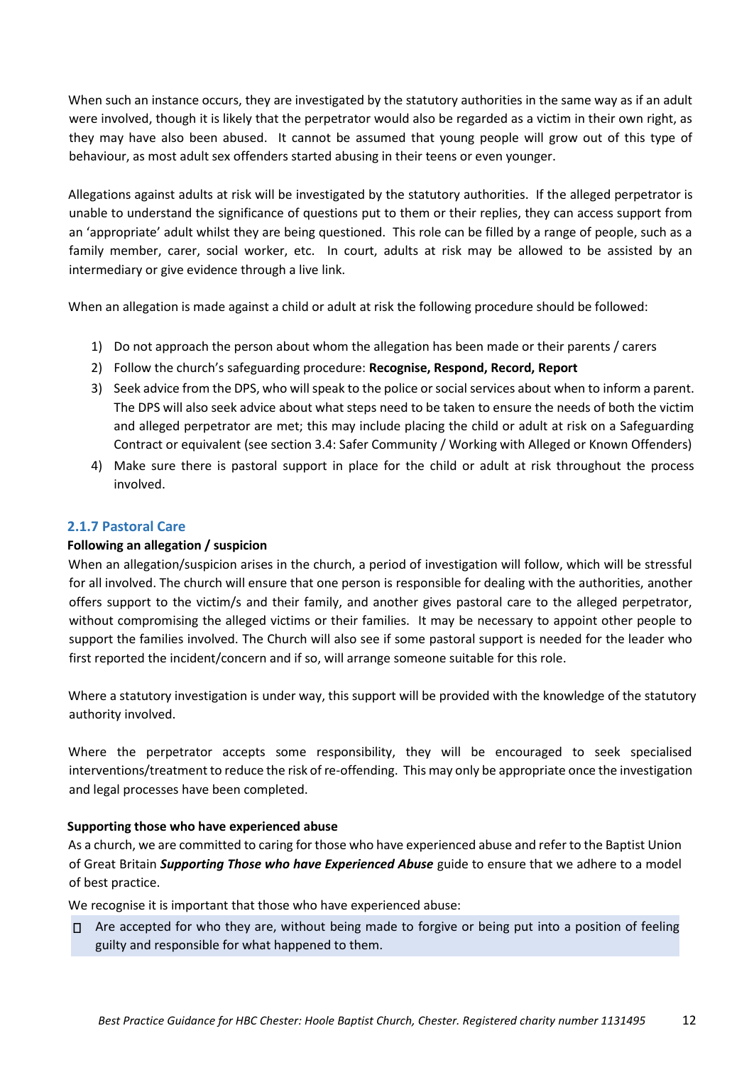When such an instance occurs, they are investigated by the statutory authorities in the same way as if an adult were involved, though it is likely that the perpetrator would also be regarded as a victim in their own right, as they may have also been abused. It cannot be assumed that young people will grow out of this type of behaviour, as most adult sex offenders started abusing in their teens or even younger.

Allegations against adults at risk will be investigated by the statutory authorities. If the alleged perpetrator is unable to understand the significance of questions put to them or their replies, they can access support from an 'appropriate' adult whilst they are being questioned. This role can be filled by a range of people, such as a family member, carer, social worker, etc. In court, adults at risk may be allowed to be assisted by an intermediary or give evidence through a live link.

When an allegation is made against a child or adult at risk the following procedure should be followed:

1) Do not approach the person about whom the allegation has been made or their parents / carers
2) Follow the church's safeguarding procedure: **Recognise, Respond, Record, Report**
3) Seek advice from the DPS, who will speak to the police or social services about when to inform a parent. The DPS will also seek advice about what steps need to be taken to ensure the needs of both the victim and alleged perpetrator are met; this may include placing the child or adult at risk on a Safeguarding Contract or equivalent (see section 3.4: Safer Community / Working with Alleged or Known Offenders)
4) Make sure there is pastoral support in place for the child or adult at risk throughout the process involved.

### 2.1.7 Pastoral Care

**Following an allegation / suspicion**

When an allegation/suspicion arises in the church, a period of investigation will follow, which will be stressful for all involved. The church will ensure that one person is responsible for dealing with the authorities, another offers support to the victim/s and their family, and another gives pastoral care to the alleged perpetrator, without compromising the alleged victims or their families. It may be necessary to appoint other people to support the families involved. The Church will also see if some pastoral support is needed for the leader who first reported the incident/concern and if so, will arrange someone suitable for this role.

Where a statutory investigation is under way, this support will be provided with the knowledge of the statutory authority involved.

Where the perpetrator accepts some responsibility, they will be encouraged to seek specialised interventions/treatment to reduce the risk of re-offending. This may only be appropriate once the investigation and legal processes have been completed.

**Supporting those who have experienced abuse**

As a church, we are committed to caring for those who have experienced abuse and refer to the Baptist Union of Great Britain ***Supporting Those who have Experienced Abuse*** guide to ensure that we adhere to a model of best practice.

We recognise it is important that those who have experienced abuse:

- Are accepted for who they are, without being made to forgive or being put into a position of feeling guilty and responsible for what happened to them.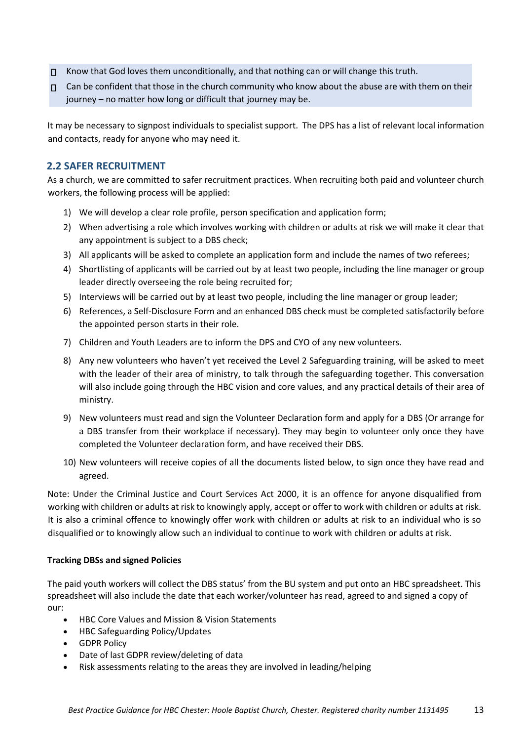- Know that God loves them unconditionally, and that nothing can or will change this truth.
- Can be confident that those in the church community who know about the abuse are with them on their journey – no matter how long or difficult that journey may be.

It may be necessary to signpost individuals to specialist support. The DPS has a list of relevant local information and contacts, ready for anyone who may need it.

## 2.2 SAFER RECRUITMENT

As a church, we are committed to safer recruitment practices. When recruiting both paid and volunteer church workers, the following process will be applied:

1) We will develop a clear role profile, person specification and application form;
2) When advertising a role which involves working with children or adults at risk we will make it clear that any appointment is subject to a DBS check;
3) All applicants will be asked to complete an application form and include the names of two referees;
4) Shortlisting of applicants will be carried out by at least two people, including the line manager or group leader directly overseeing the role being recruited for;
5) Interviews will be carried out by at least two people, including the line manager or group leader;
6) References, a Self-Disclosure Form and an enhanced DBS check must be completed satisfactorily before the appointed person starts in their role.
7) Children and Youth Leaders are to inform the DPS and CYO of any new volunteers.
8) Any new volunteers who haven't yet received the Level 2 Safeguarding training, will be asked to meet with the leader of their area of ministry, to talk through the safeguarding together. This conversation will also include going through the HBC vision and core values, and any practical details of their area of ministry.
9) New volunteers must read and sign the Volunteer Declaration form and apply for a DBS (Or arrange for a DBS transfer from their workplace if necessary). They may begin to volunteer only once they have completed the Volunteer declaration form, and have received their DBS.
10) New volunteers will receive copies of all the documents listed below, to sign once they have read and agreed.

Note: Under the Criminal Justice and Court Services Act 2000, it is an offence for anyone disqualified from working with children or adults at risk to knowingly apply, accept or offer to work with children or adults at risk. It is also a criminal offence to knowingly offer work with children or adults at risk to an individual who is so disqualified or to knowingly allow such an individual to continue to work with children or adults at risk.

**Tracking DBSs and signed Policies**

The paid youth workers will collect the DBS status' from the BU system and put onto an HBC spreadsheet. This spreadsheet will also include the date that each worker/volunteer has read, agreed to and signed a copy of our:

- HBC Core Values and Mission & Vision Statements
- HBC Safeguarding Policy/Updates
- GDPR Policy
- Date of last GDPR review/deleting of data
- Risk assessments relating to the areas they are involved in leading/helping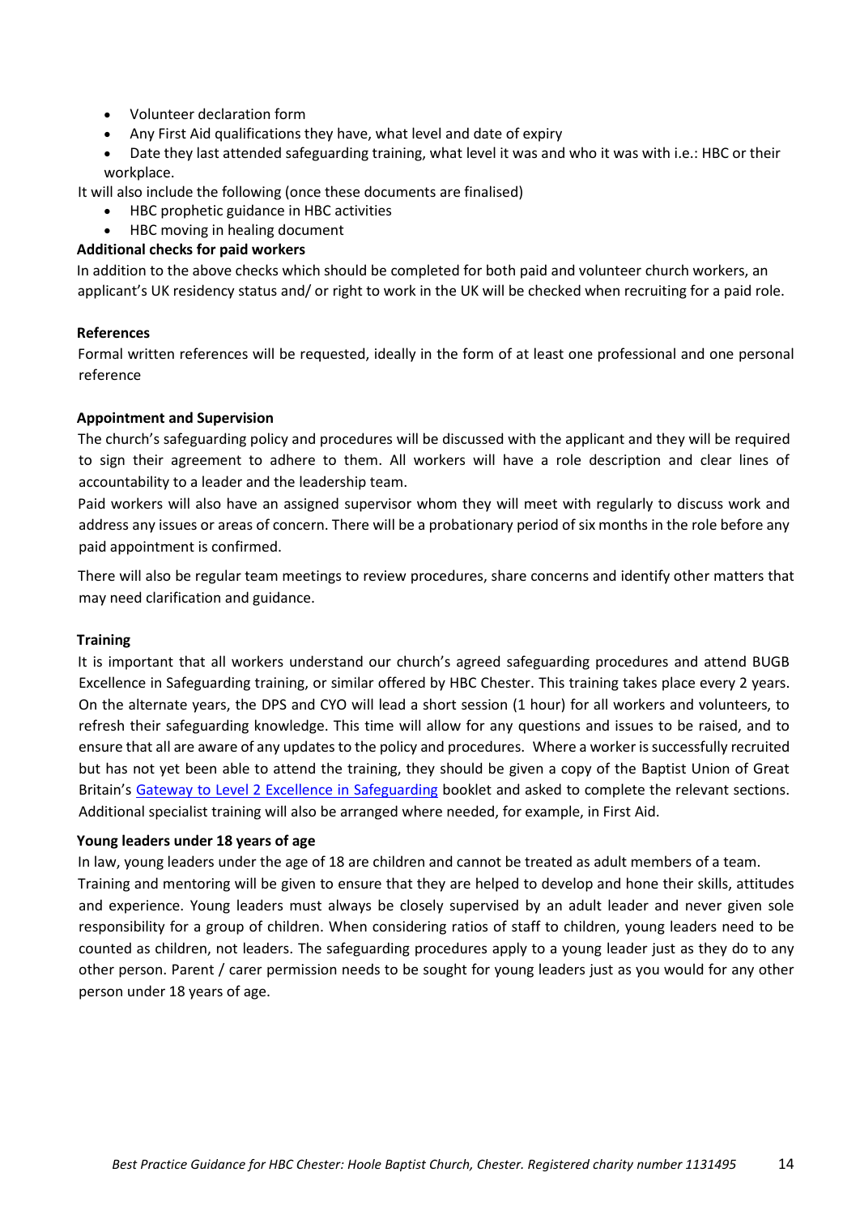- Volunteer declaration form
- Any First Aid qualifications they have, what level and date of expiry
- Date they last attended safeguarding training, what level it was and who it was with i.e.: HBC or their workplace.

It will also include the following (once these documents are finalised)

- HBC prophetic guidance in HBC activities
- HBC moving in healing document

**Additional checks for paid workers**

In addition to the above checks which should be completed for both paid and volunteer church workers, an applicant's UK residency status and/ or right to work in the UK will be checked when recruiting for a paid role.

**References**

Formal written references will be requested, ideally in the form of at least one professional and one personal reference

**Appointment and Supervision**

The church's safeguarding policy and procedures will be discussed with the applicant and they will be required to sign their agreement to adhere to them. All workers will have a role description and clear lines of accountability to a leader and the leadership team.

Paid workers will also have an assigned supervisor whom they will meet with regularly to discuss work and address any issues or areas of concern. There will be a probationary period of six months in the role before any paid appointment is confirmed.

There will also be regular team meetings to review procedures, share concerns and identify other matters that may need clarification and guidance.

**Training**

It is important that all workers understand our church's agreed safeguarding procedures and attend BUGB Excellence in Safeguarding training, or similar offered by HBC Chester. This training takes place every 2 years. On the alternate years, the DPS and CYO will lead a short session (1 hour) for all workers and volunteers, to refresh their safeguarding knowledge. This time will allow for any questions and issues to be raised, and to ensure that all are aware of any updates to the policy and procedures. Where a worker is successfully recruited but has not yet been able to attend the training, they should be given a copy of the Baptist Union of Great Britain's Gateway to Level 2 Excellence in Safeguarding booklet and asked to complete the relevant sections. Additional specialist training will also be arranged where needed, for example, in First Aid.

**Young leaders under 18 years of age**

In law, young leaders under the age of 18 are children and cannot be treated as adult members of a team. Training and mentoring will be given to ensure that they are helped to develop and hone their skills, attitudes and experience. Young leaders must always be closely supervised by an adult leader and never given sole responsibility for a group of children. When considering ratios of staff to children, young leaders need to be counted as children, not leaders. The safeguarding procedures apply to a young leader just as they do to any other person. Parent / carer permission needs to be sought for young leaders just as you would for any other person under 18 years of age.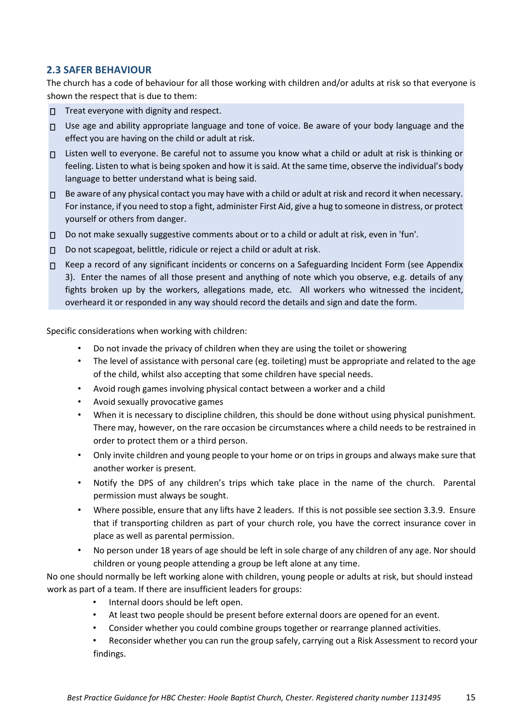## 2.3 SAFER BEHAVIOUR

The church has a code of behaviour for all those working with children and/or adults at risk so that everyone is shown the respect that is due to them:

- Treat everyone with dignity and respect.
- Use age and ability appropriate language and tone of voice. Be aware of your body language and the effect you are having on the child or adult at risk.
- Listen well to everyone. Be careful not to assume you know what a child or adult at risk is thinking or feeling. Listen to what is being spoken and how it is said. At the same time, observe the individual's body language to better understand what is being said.
- Be aware of any physical contact you may have with a child or adult at risk and record it when necessary. For instance, if you need to stop a fight, administer First Aid, give a hug to someone in distress, or protect yourself or others from danger.
- Do not make sexually suggestive comments about or to a child or adult at risk, even in 'fun'.
- Do not scapegoat, belittle, ridicule or reject a child or adult at risk.
- Keep a record of any significant incidents or concerns on a Safeguarding Incident Form (see Appendix 3). Enter the names of all those present and anything of note which you observe, e.g. details of any fights broken up by the workers, allegations made, etc. All workers who witnessed the incident, overheard it or responded in any way should record the details and sign and date the form.

Specific considerations when working with children:

- Do not invade the privacy of children when they are using the toilet or showering
- The level of assistance with personal care (eg. toileting) must be appropriate and related to the age of the child, whilst also accepting that some children have special needs.
- Avoid rough games involving physical contact between a worker and a child
- Avoid sexually provocative games
- When it is necessary to discipline children, this should be done without using physical punishment. There may, however, on the rare occasion be circumstances where a child needs to be restrained in order to protect them or a third person.
- Only invite children and young people to your home or on trips in groups and always make sure that another worker is present.
- Notify the DPS of any children's trips which take place in the name of the church. Parental permission must always be sought.
- Where possible, ensure that any lifts have 2 leaders. If this is not possible see section 3.3.9. Ensure that if transporting children as part of your church role, you have the correct insurance cover in place as well as parental permission.
- No person under 18 years of age should be left in sole charge of any children of any age. Nor should children or young people attending a group be left alone at any time.

No one should normally be left working alone with children, young people or adults at risk, but should instead work as part of a team. If there are insufficient leaders for groups:

- Internal doors should be left open.
- At least two people should be present before external doors are opened for an event.
- Consider whether you could combine groups together or rearrange planned activities.
- Reconsider whether you can run the group safely, carrying out a Risk Assessment to record your findings.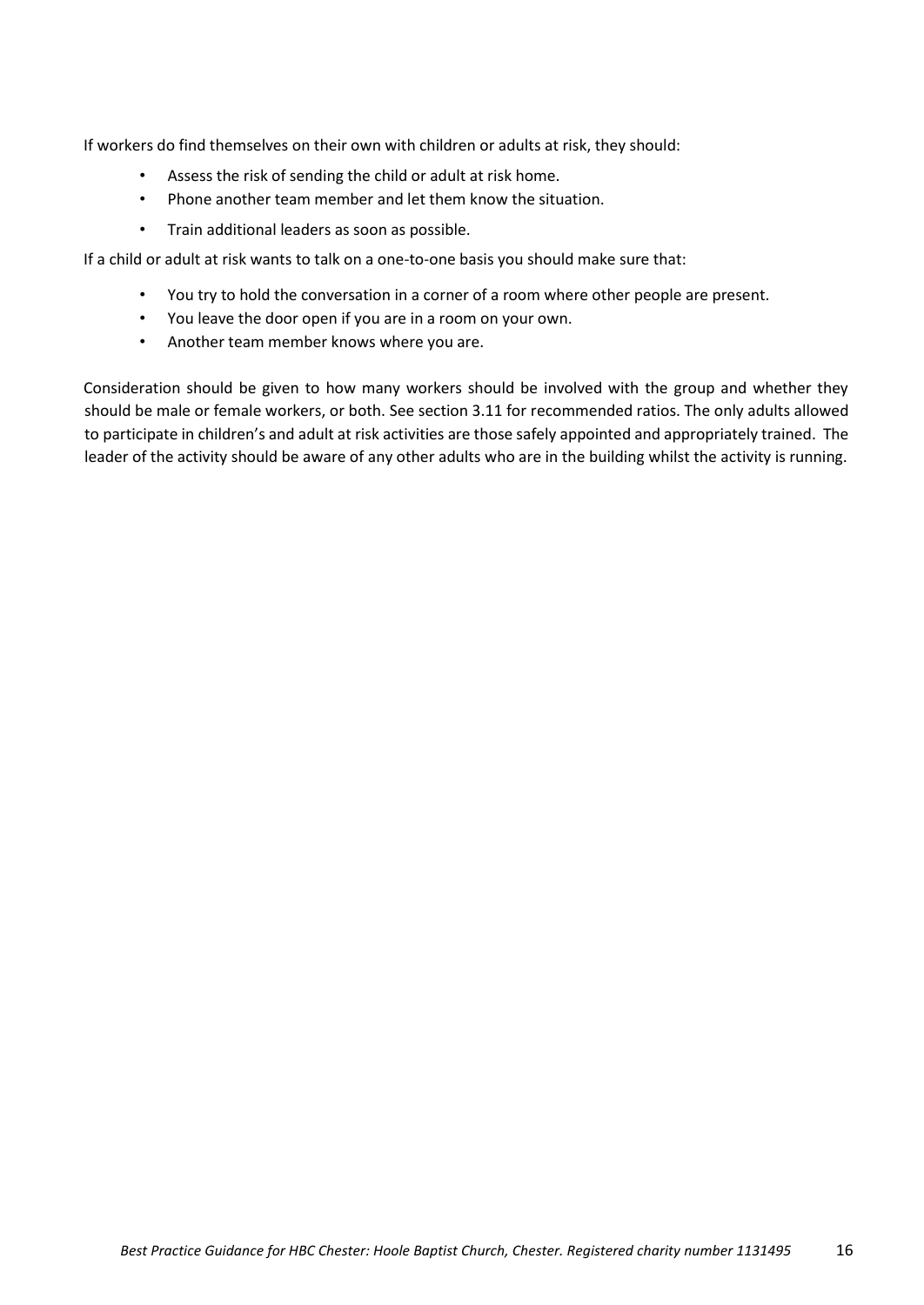If workers do find themselves on their own with children or adults at risk, they should:

- Assess the risk of sending the child or adult at risk home.
- Phone another team member and let them know the situation.
- Train additional leaders as soon as possible.

If a child or adult at risk wants to talk on a one-to-one basis you should make sure that:

- You try to hold the conversation in a corner of a room where other people are present.
- You leave the door open if you are in a room on your own.
- Another team member knows where you are.

Consideration should be given to how many workers should be involved with the group and whether they should be male or female workers, or both. See section 3.11 for recommended ratios. The only adults allowed to participate in children's and adult at risk activities are those safely appointed and appropriately trained. The leader of the activity should be aware of any other adults who are in the building whilst the activity is running.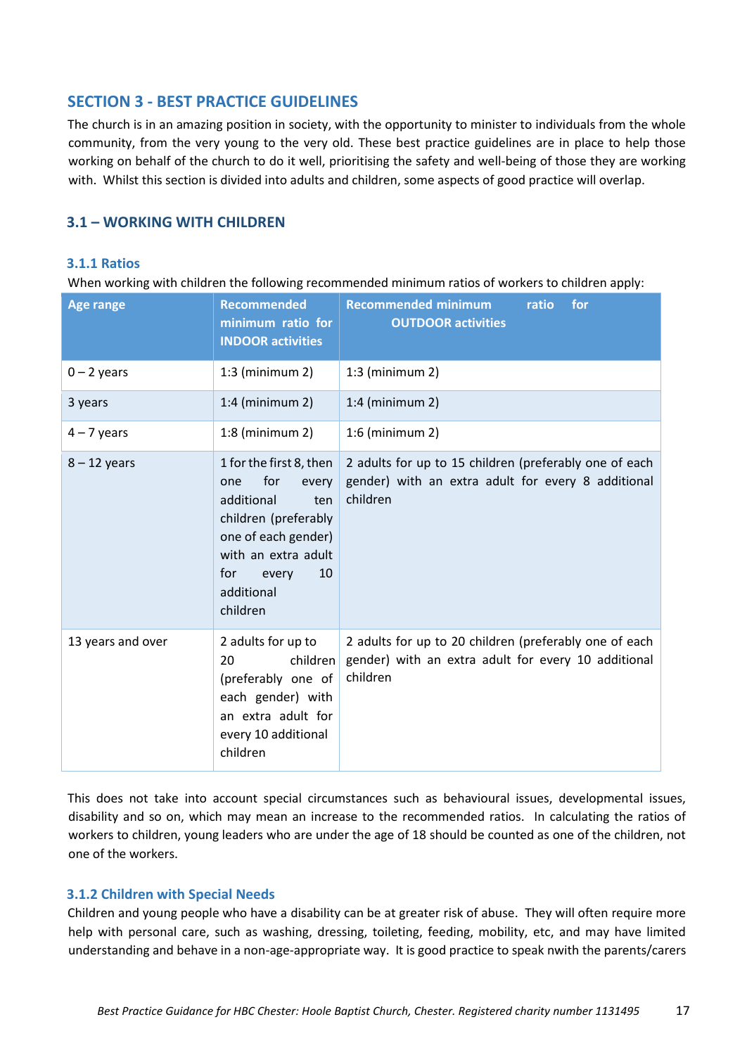## SECTION 3 - BEST PRACTICE GUIDELINES

The church is in an amazing position in society, with the opportunity to minister to individuals from the whole community, from the very young to the very old. These best practice guidelines are in place to help those working on behalf of the church to do it well, prioritising the safety and well-being of those they are working with. Whilst this section is divided into adults and children, some aspects of good practice will overlap.

### 3.1 – WORKING WITH CHILDREN

#### 3.1.1 Ratios

When working with children the following recommended minimum ratios of workers to children apply:

| Age range | Recommended minimum ratio for INDOOR activities | Recommended minimum ratio for OUTDOOR activities |
|---|---|---|
| 0 – 2 years | 1:3 (minimum 2) | 1:3 (minimum 2) |
| 3 years | 1:4 (minimum 2) | 1:4 (minimum 2) |
| 4 – 7 years | 1:8 (minimum 2) | 1:6 (minimum 2) |
| 8 – 12 years | 1 for the first 8, then one for every additional ten children (preferably one of each gender) with an extra adult for every 10 additional children | 2 adults for up to 15 children (preferably one of each gender) with an extra adult for every 8 additional children |
| 13 years and over | 2 adults for up to 20 children (preferably one of each gender) with an extra adult for every 10 additional children | 2 adults for up to 20 children (preferably one of each gender) with an extra adult for every 10 additional children |

This does not take into account special circumstances such as behavioural issues, developmental issues, disability and so on, which may mean an increase to the recommended ratios. In calculating the ratios of workers to children, young leaders who are under the age of 18 should be counted as one of the children, not one of the workers.

#### 3.1.2 Children with Special Needs

Children and young people who have a disability can be at greater risk of abuse. They will often require more help with personal care, such as washing, dressing, toileting, feeding, mobility, etc, and may have limited understanding and behave in a non-age-appropriate way. It is good practice to speak nwith the parents/carers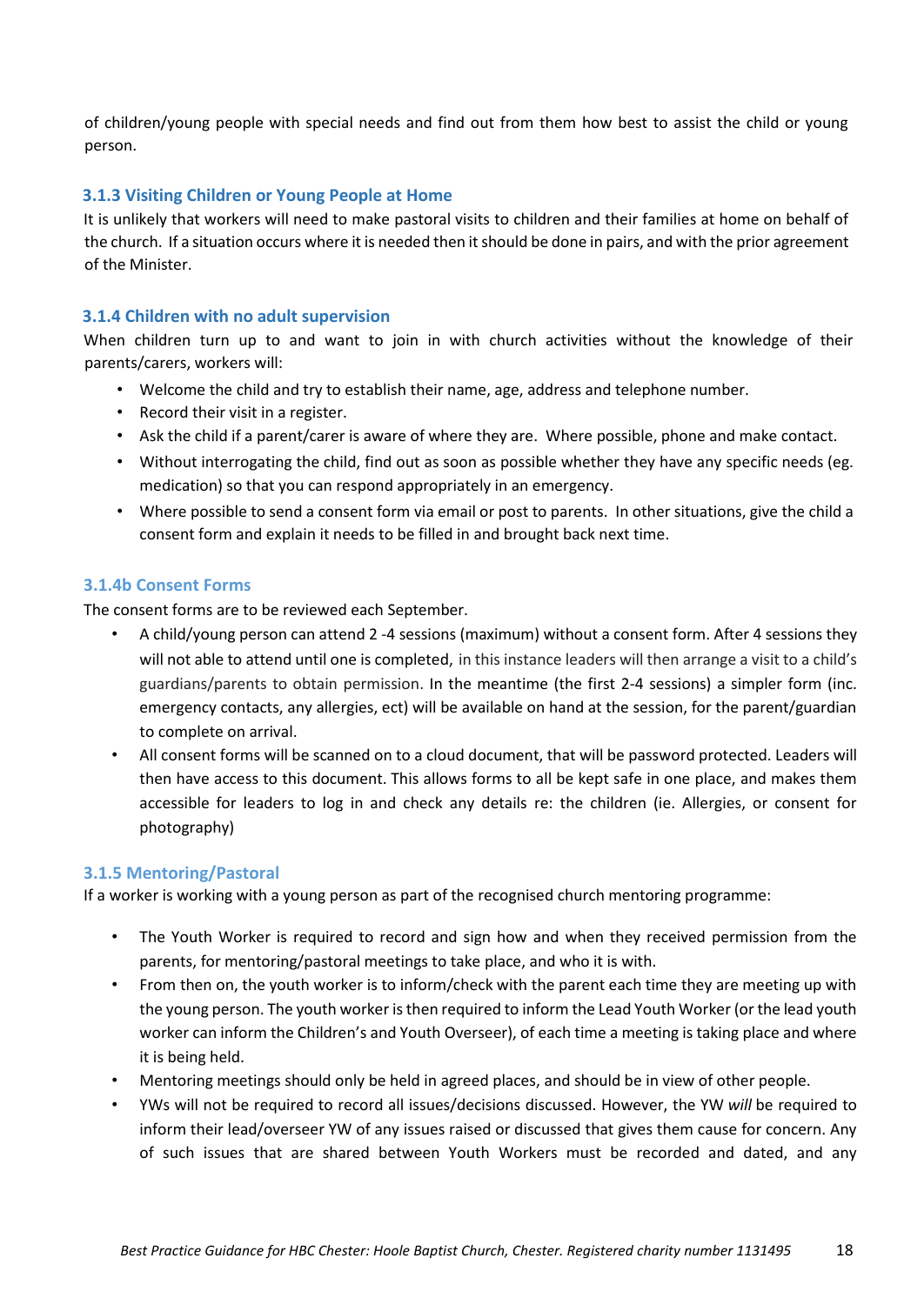of children/young people with special needs and find out from them how best to assist the child or young person.

### 3.1.3 Visiting Children or Young People at Home

It is unlikely that workers will need to make pastoral visits to children and their families at home on behalf of the church. If a situation occurs where it is needed then it should be done in pairs, and with the prior agreement of the Minister.

### 3.1.4 Children with no adult supervision

When children turn up to and want to join in with church activities without the knowledge of their parents/carers, workers will:

- Welcome the child and try to establish their name, age, address and telephone number.
- Record their visit in a register.
- Ask the child if a parent/carer is aware of where they are. Where possible, phone and make contact.
- Without interrogating the child, find out as soon as possible whether they have any specific needs (eg. medication) so that you can respond appropriately in an emergency.
- Where possible to send a consent form via email or post to parents. In other situations, give the child a consent form and explain it needs to be filled in and brought back next time.

### 3.1.4b Consent Forms

The consent forms are to be reviewed each September.

- A child/young person can attend 2 -4 sessions (maximum) without a consent form. After 4 sessions they will not able to attend until one is completed, in this instance leaders will then arrange a visit to a child's guardians/parents to obtain permission. In the meantime (the first 2-4 sessions) a simpler form (inc. emergency contacts, any allergies, ect) will be available on hand at the session, for the parent/guardian to complete on arrival.
- All consent forms will be scanned on to a cloud document, that will be password protected. Leaders will then have access to this document. This allows forms to all be kept safe in one place, and makes them accessible for leaders to log in and check any details re: the children (ie. Allergies, or consent for photography)

### 3.1.5 Mentoring/Pastoral

If a worker is working with a young person as part of the recognised church mentoring programme:

- The Youth Worker is required to record and sign how and when they received permission from the parents, for mentoring/pastoral meetings to take place, and who it is with.
- From then on, the youth worker is to inform/check with the parent each time they are meeting up with the young person. The youth worker is then required to inform the Lead Youth Worker (or the lead youth worker can inform the Children's and Youth Overseer), of each time a meeting is taking place and where it is being held.
- Mentoring meetings should only be held in agreed places, and should be in view of other people.
- YWs will not be required to record all issues/decisions discussed. However, the YW *will* be required to inform their lead/overseer YW of any issues raised or discussed that gives them cause for concern. Any of such issues that are shared between Youth Workers must be recorded and dated, and any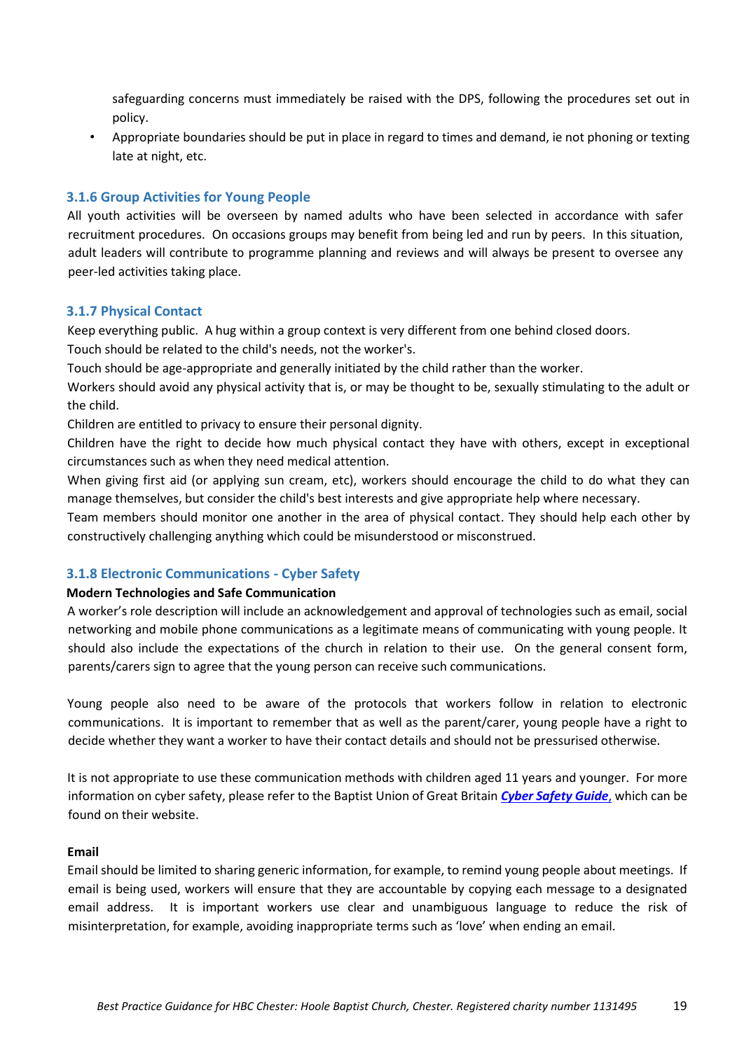safeguarding concerns must immediately be raised with the DPS, following the procedures set out in policy.

- Appropriate boundaries should be put in place in regard to times and demand, ie not phoning or texting late at night, etc.

### 3.1.6 Group Activities for Young People

All youth activities will be overseen by named adults who have been selected in accordance with safer recruitment procedures. On occasions groups may benefit from being led and run by peers. In this situation, adult leaders will contribute to programme planning and reviews and will always be present to oversee any peer-led activities taking place.

### 3.1.7 Physical Contact

Keep everything public. A hug within a group context is very different from one behind closed doors.

Touch should be related to the child's needs, not the worker's.

Touch should be age-appropriate and generally initiated by the child rather than the worker.

Workers should avoid any physical activity that is, or may be thought to be, sexually stimulating to the adult or the child.

Children are entitled to privacy to ensure their personal dignity.

Children have the right to decide how much physical contact they have with others, except in exceptional circumstances such as when they need medical attention.

When giving first aid (or applying sun cream, etc), workers should encourage the child to do what they can manage themselves, but consider the child's best interests and give appropriate help where necessary.

Team members should monitor one another in the area of physical contact. They should help each other by constructively challenging anything which could be misunderstood or misconstrued.

### 3.1.8 Electronic Communications - Cyber Safety

**Modern Technologies and Safe Communication**

A worker's role description will include an acknowledgement and approval of technologies such as email, social networking and mobile phone communications as a legitimate means of communicating with young people. It should also include the expectations of the church in relation to their use. On the general consent form, parents/carers sign to agree that the young person can receive such communications.

Young people also need to be aware of the protocols that workers follow in relation to electronic communications. It is important to remember that as well as the parent/carer, young people have a right to decide whether they want a worker to have their contact details and should not be pressurised otherwise.

It is not appropriate to use these communication methods with children aged 11 years and younger. For more information on cyber safety, please refer to the Baptist Union of Great Britain ***Cyber Safety Guide***, which can be found on their website.

**Email**

Email should be limited to sharing generic information, for example, to remind young people about meetings. If email is being used, workers will ensure that they are accountable by copying each message to a designated email address. It is important workers use clear and unambiguous language to reduce the risk of misinterpretation, for example, avoiding inappropriate terms such as 'love' when ending an email.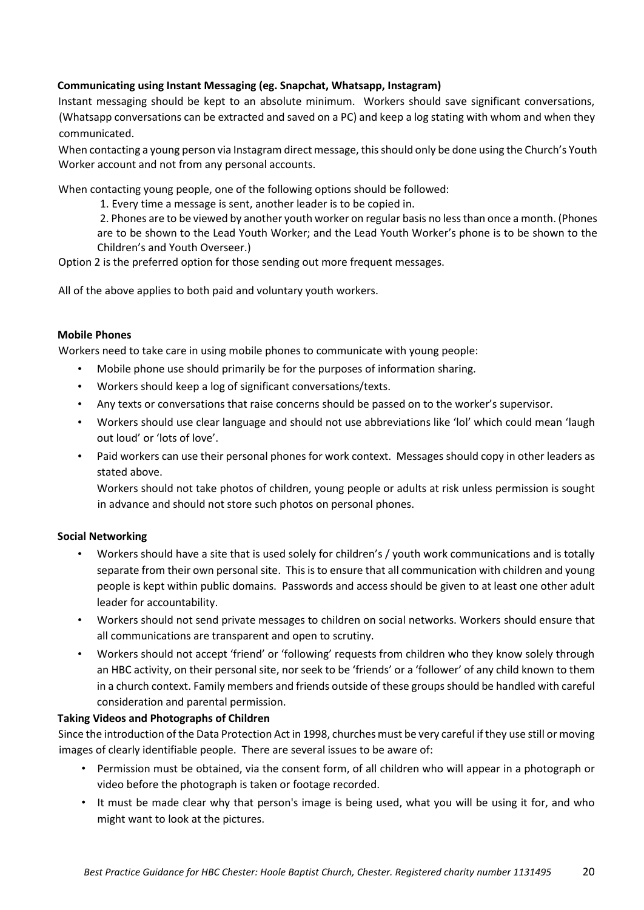**Communicating using Instant Messaging (eg. Snapchat, Whatsapp, Instagram)**

Instant messaging should be kept to an absolute minimum. Workers should save significant conversations, (Whatsapp conversations can be extracted and saved on a PC) and keep a log stating with whom and when they communicated.

When contacting a young person via Instagram direct message, this should only be done using the Church's Youth Worker account and not from any personal accounts.

When contacting young people, one of the following options should be followed:

1. Every time a message is sent, another leader is to be copied in.
2. Phones are to be viewed by another youth worker on regular basis no less than once a month. (Phones are to be shown to the Lead Youth Worker; and the Lead Youth Worker's phone is to be shown to the Children's and Youth Overseer.)

Option 2 is the preferred option for those sending out more frequent messages.

All of the above applies to both paid and voluntary youth workers.

**Mobile Phones**

Workers need to take care in using mobile phones to communicate with young people:

- Mobile phone use should primarily be for the purposes of information sharing.
- Workers should keep a log of significant conversations/texts.
- Any texts or conversations that raise concerns should be passed on to the worker's supervisor.
- Workers should use clear language and should not use abbreviations like 'lol' which could mean 'laugh out loud' or 'lots of love'.
- Paid workers can use their personal phones for work context. Messages should copy in other leaders as stated above.

  Workers should not take photos of children, young people or adults at risk unless permission is sought in advance and should not store such photos on personal phones.

**Social Networking**

- Workers should have a site that is used solely for children's / youth work communications and is totally separate from their own personal site. This is to ensure that all communication with children and young people is kept within public domains. Passwords and access should be given to at least one other adult leader for accountability.
- Workers should not send private messages to children on social networks. Workers should ensure that all communications are transparent and open to scrutiny.
- Workers should not accept 'friend' or 'following' requests from children who they know solely through an HBC activity, on their personal site, nor seek to be 'friends' or a 'follower' of any child known to them in a church context. Family members and friends outside of these groups should be handled with careful consideration and parental permission.

**Taking Videos and Photographs of Children**

Since the introduction of the Data Protection Act in 1998, churches must be very careful if they use still or moving images of clearly identifiable people. There are several issues to be aware of:

- Permission must be obtained, via the consent form, of all children who will appear in a photograph or video before the photograph is taken or footage recorded.
- It must be made clear why that person's image is being used, what you will be using it for, and who might want to look at the pictures.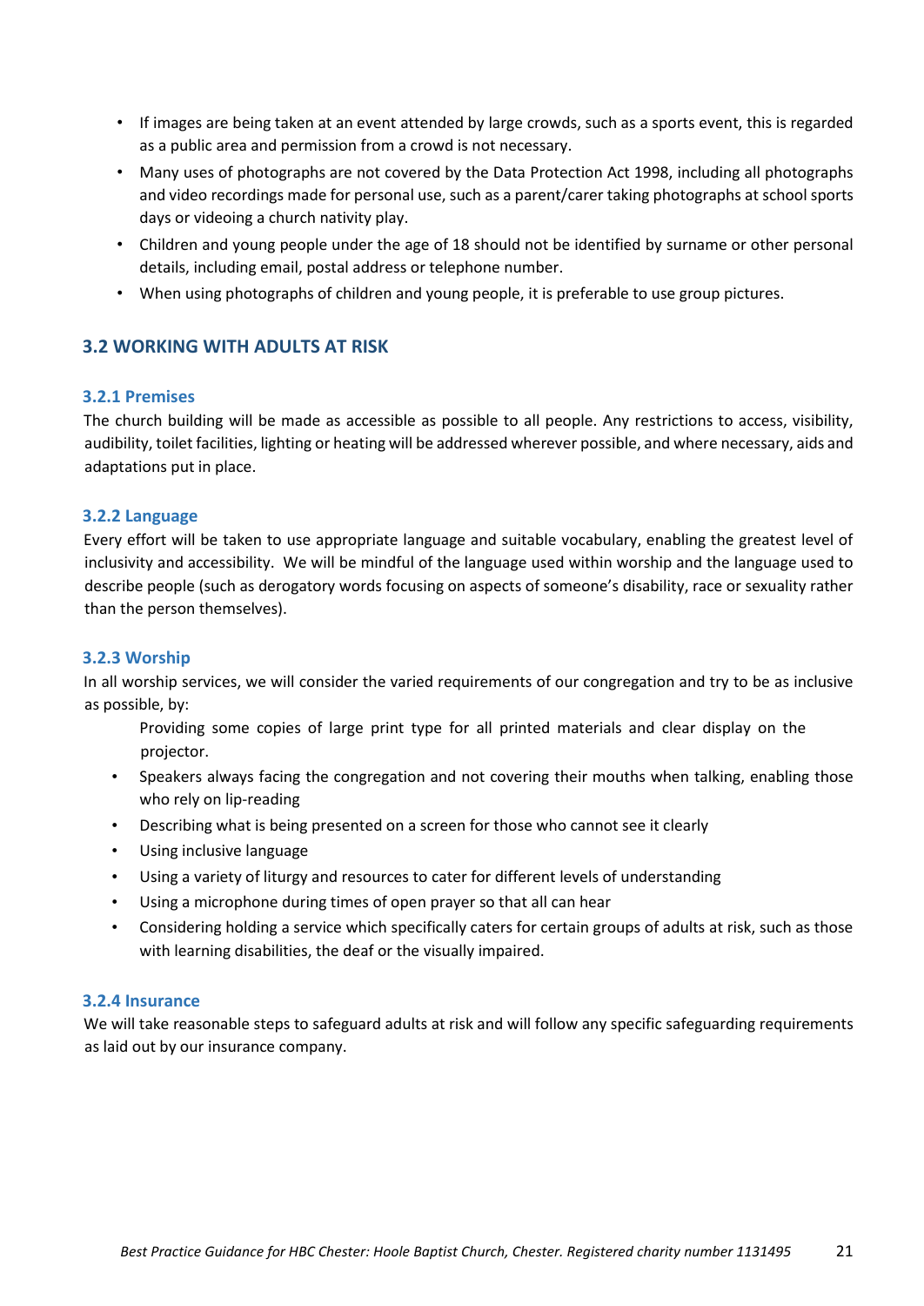- If images are being taken at an event attended by large crowds, such as a sports event, this is regarded as a public area and permission from a crowd is not necessary.
- Many uses of photographs are not covered by the Data Protection Act 1998, including all photographs and video recordings made for personal use, such as a parent/carer taking photographs at school sports days or videoing a church nativity play.
- Children and young people under the age of 18 should not be identified by surname or other personal details, including email, postal address or telephone number.
- When using photographs of children and young people, it is preferable to use group pictures.

## 3.2 WORKING WITH ADULTS AT RISK

### 3.2.1 Premises

The church building will be made as accessible as possible to all people. Any restrictions to access, visibility, audibility, toilet facilities, lighting or heating will be addressed wherever possible, and where necessary, aids and adaptations put in place.

### 3.2.2 Language

Every effort will be taken to use appropriate language and suitable vocabulary, enabling the greatest level of inclusivity and accessibility. We will be mindful of the language used within worship and the language used to describe people (such as derogatory words focusing on aspects of someone's disability, race or sexuality rather than the person themselves).

### 3.2.3 Worship

In all worship services, we will consider the varied requirements of our congregation and try to be as inclusive as possible, by:

Providing some copies of large print type for all printed materials and clear display on the projector.

- Speakers always facing the congregation and not covering their mouths when talking, enabling those who rely on lip-reading
- Describing what is being presented on a screen for those who cannot see it clearly
- Using inclusive language
- Using a variety of liturgy and resources to cater for different levels of understanding
- Using a microphone during times of open prayer so that all can hear
- Considering holding a service which specifically caters for certain groups of adults at risk, such as those with learning disabilities, the deaf or the visually impaired.

### 3.2.4 Insurance

We will take reasonable steps to safeguard adults at risk and will follow any specific safeguarding requirements as laid out by our insurance company.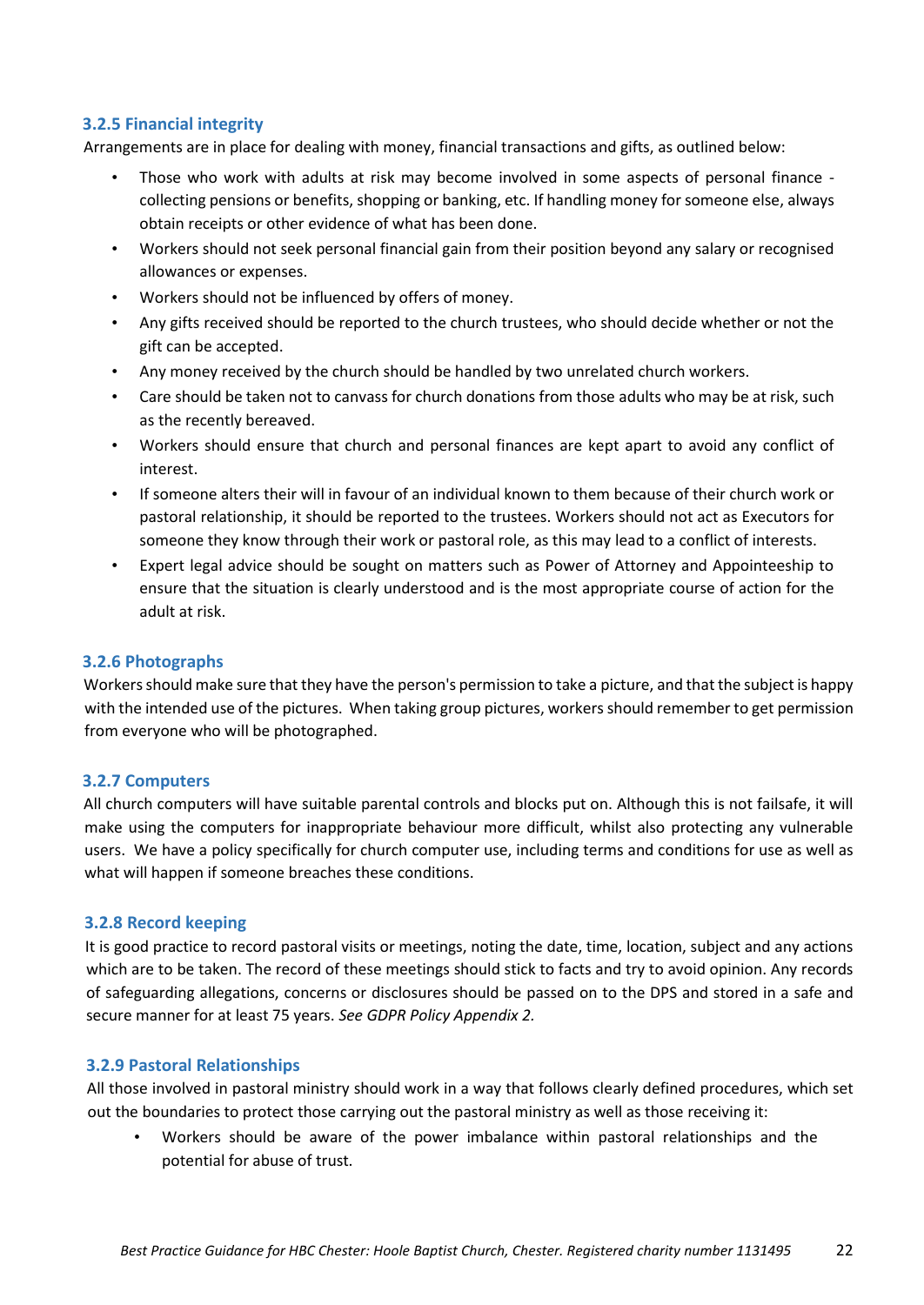### 3.2.5 Financial integrity

Arrangements are in place for dealing with money, financial transactions and gifts, as outlined below:

- Those who work with adults at risk may become involved in some aspects of personal finance - collecting pensions or benefits, shopping or banking, etc. If handling money for someone else, always obtain receipts or other evidence of what has been done.
- Workers should not seek personal financial gain from their position beyond any salary or recognised allowances or expenses.
- Workers should not be influenced by offers of money.
- Any gifts received should be reported to the church trustees, who should decide whether or not the gift can be accepted.
- Any money received by the church should be handled by two unrelated church workers.
- Care should be taken not to canvass for church donations from those adults who may be at risk, such as the recently bereaved.
- Workers should ensure that church and personal finances are kept apart to avoid any conflict of interest.
- If someone alters their will in favour of an individual known to them because of their church work or pastoral relationship, it should be reported to the trustees. Workers should not act as Executors for someone they know through their work or pastoral role, as this may lead to a conflict of interests.
- Expert legal advice should be sought on matters such as Power of Attorney and Appointeeship to ensure that the situation is clearly understood and is the most appropriate course of action for the adult at risk.

### 3.2.6 Photographs

Workers should make sure that they have the person's permission to take a picture, and that the subject is happy with the intended use of the pictures. When taking group pictures, workers should remember to get permission from everyone who will be photographed.

### 3.2.7 Computers

All church computers will have suitable parental controls and blocks put on. Although this is not failsafe, it will make using the computers for inappropriate behaviour more difficult, whilst also protecting any vulnerable users. We have a policy specifically for church computer use, including terms and conditions for use as well as what will happen if someone breaches these conditions.

### 3.2.8 Record keeping

It is good practice to record pastoral visits or meetings, noting the date, time, location, subject and any actions which are to be taken. The record of these meetings should stick to facts and try to avoid opinion. Any records of safeguarding allegations, concerns or disclosures should be passed on to the DPS and stored in a safe and secure manner for at least 75 years. *See GDPR Policy Appendix 2.*

### 3.2.9 Pastoral Relationships

All those involved in pastoral ministry should work in a way that follows clearly defined procedures, which set out the boundaries to protect those carrying out the pastoral ministry as well as those receiving it:

- Workers should be aware of the power imbalance within pastoral relationships and the potential for abuse of trust.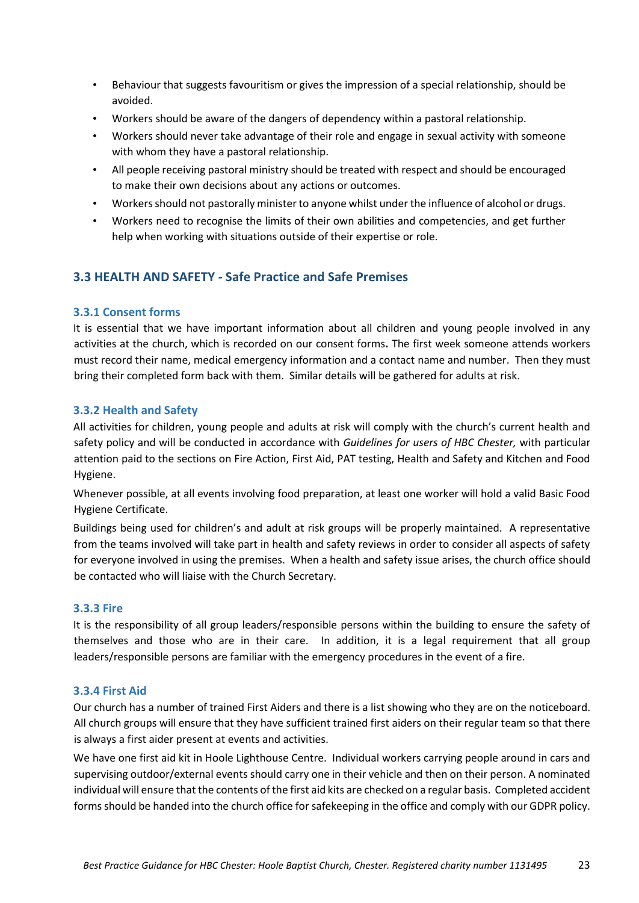- Behaviour that suggests favouritism or gives the impression of a special relationship, should be avoided.
- Workers should be aware of the dangers of dependency within a pastoral relationship.
- Workers should never take advantage of their role and engage in sexual activity with someone with whom they have a pastoral relationship.
- All people receiving pastoral ministry should be treated with respect and should be encouraged to make their own decisions about any actions or outcomes.
- Workers should not pastorally minister to anyone whilst under the influence of alcohol or drugs.
- Workers need to recognise the limits of their own abilities and competencies, and get further help when working with situations outside of their expertise or role.

## 3.3 HEALTH AND SAFETY - Safe Practice and Safe Premises

### 3.3.1 Consent forms

It is essential that we have important information about all children and young people involved in any activities at the church, which is recorded on our consent forms**.** The first week someone attends workers must record their name, medical emergency information and a contact name and number. Then they must bring their completed form back with them. Similar details will be gathered for adults at risk.

### 3.3.2 Health and Safety

All activities for children, young people and adults at risk will comply with the church's current health and safety policy and will be conducted in accordance with *Guidelines for users of HBC Chester,* with particular attention paid to the sections on Fire Action, First Aid, PAT testing, Health and Safety and Kitchen and Food Hygiene.

Whenever possible, at all events involving food preparation, at least one worker will hold a valid Basic Food Hygiene Certificate.

Buildings being used for children's and adult at risk groups will be properly maintained. A representative from the teams involved will take part in health and safety reviews in order to consider all aspects of safety for everyone involved in using the premises. When a health and safety issue arises, the church office should be contacted who will liaise with the Church Secretary.

### 3.3.3 Fire

It is the responsibility of all group leaders/responsible persons within the building to ensure the safety of themselves and those who are in their care. In addition, it is a legal requirement that all group leaders/responsible persons are familiar with the emergency procedures in the event of a fire.

### 3.3.4 First Aid

Our church has a number of trained First Aiders and there is a list showing who they are on the noticeboard. All church groups will ensure that they have sufficient trained first aiders on their regular team so that there is always a first aider present at events and activities.

We have one first aid kit in Hoole Lighthouse Centre. Individual workers carrying people around in cars and supervising outdoor/external events should carry one in their vehicle and then on their person. A nominated individual will ensure that the contents of the first aid kits are checked on a regular basis. Completed accident forms should be handed into the church office for safekeeping in the office and comply with our GDPR policy.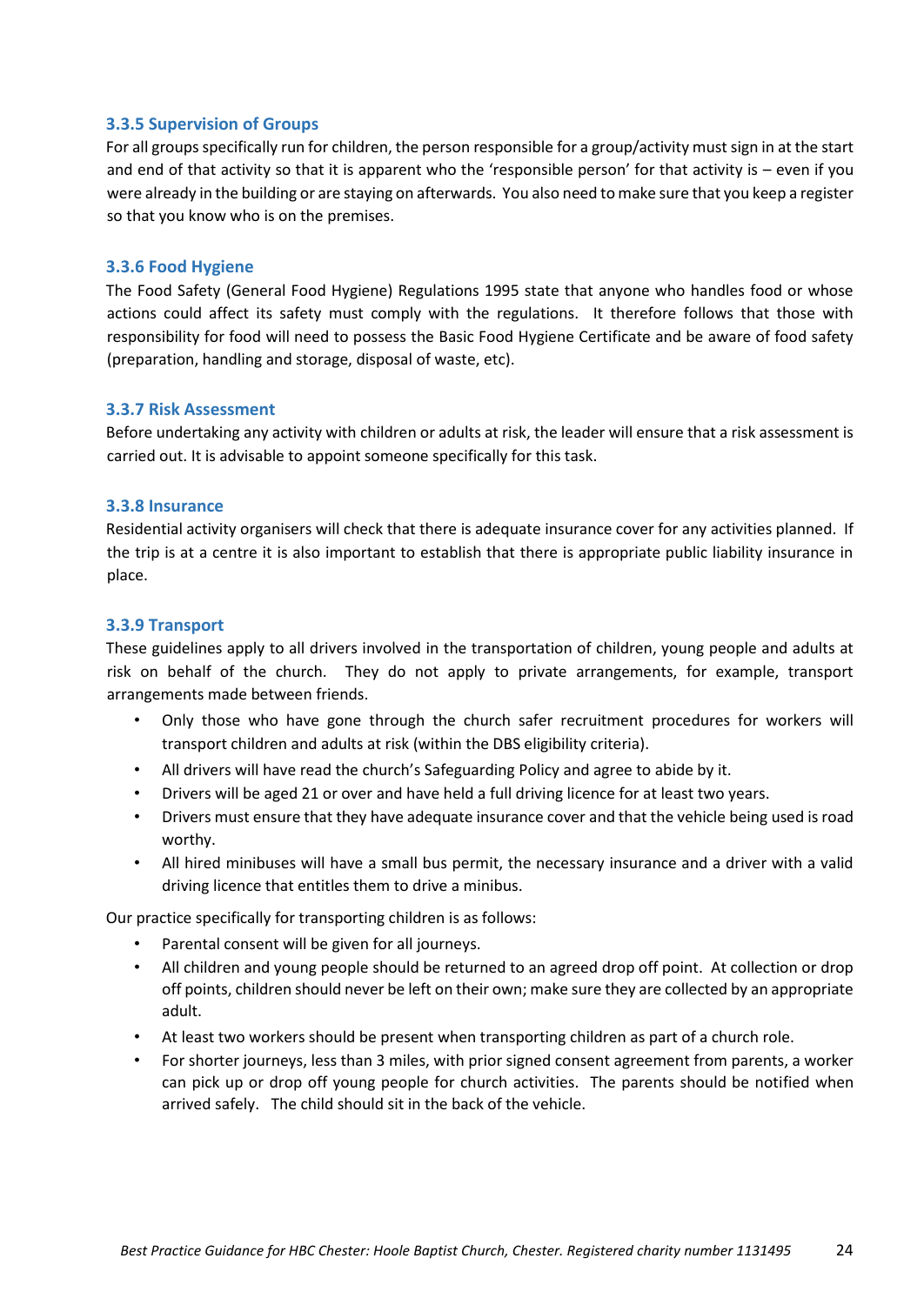### 3.3.5 Supervision of Groups

For all groups specifically run for children, the person responsible for a group/activity must sign in at the start and end of that activity so that it is apparent who the 'responsible person' for that activity is – even if you were already in the building or are staying on afterwards. You also need to make sure that you keep a register so that you know who is on the premises.

### 3.3.6 Food Hygiene

The Food Safety (General Food Hygiene) Regulations 1995 state that anyone who handles food or whose actions could affect its safety must comply with the regulations. It therefore follows that those with responsibility for food will need to possess the Basic Food Hygiene Certificate and be aware of food safety (preparation, handling and storage, disposal of waste, etc).

### 3.3.7 Risk Assessment

Before undertaking any activity with children or adults at risk, the leader will ensure that a risk assessment is carried out. It is advisable to appoint someone specifically for this task.

### 3.3.8 Insurance

Residential activity organisers will check that there is adequate insurance cover for any activities planned. If the trip is at a centre it is also important to establish that there is appropriate public liability insurance in place.

### 3.3.9 Transport

These guidelines apply to all drivers involved in the transportation of children, young people and adults at risk on behalf of the church. They do not apply to private arrangements, for example, transport arrangements made between friends.

- Only those who have gone through the church safer recruitment procedures for workers will transport children and adults at risk (within the DBS eligibility criteria).
- All drivers will have read the church's Safeguarding Policy and agree to abide by it.
- Drivers will be aged 21 or over and have held a full driving licence for at least two years.
- Drivers must ensure that they have adequate insurance cover and that the vehicle being used is road worthy.
- All hired minibuses will have a small bus permit, the necessary insurance and a driver with a valid driving licence that entitles them to drive a minibus.

Our practice specifically for transporting children is as follows:

- Parental consent will be given for all journeys.
- All children and young people should be returned to an agreed drop off point. At collection or drop off points, children should never be left on their own; make sure they are collected by an appropriate adult.
- At least two workers should be present when transporting children as part of a church role.
- For shorter journeys, less than 3 miles, with prior signed consent agreement from parents, a worker can pick up or drop off young people for church activities. The parents should be notified when arrived safely. The child should sit in the back of the vehicle.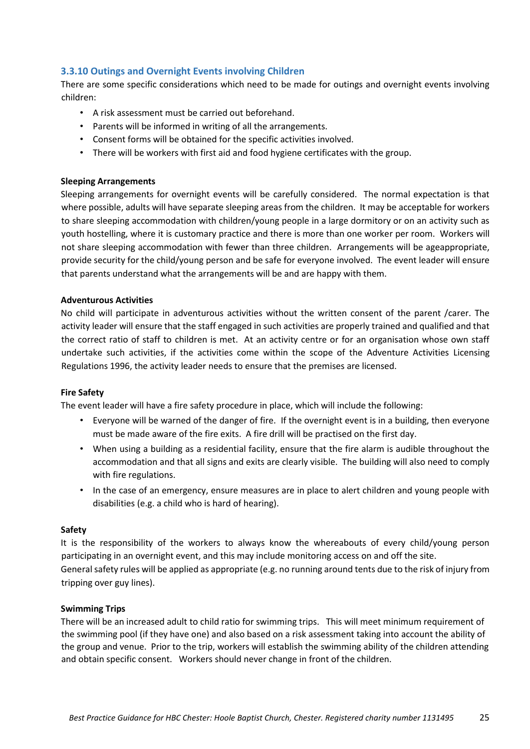### 3.3.10 Outings and Overnight Events involving Children

There are some specific considerations which need to be made for outings and overnight events involving children:

- A risk assessment must be carried out beforehand.
- Parents will be informed in writing of all the arrangements.
- Consent forms will be obtained for the specific activities involved.
- There will be workers with first aid and food hygiene certificates with the group.

**Sleeping Arrangements**

Sleeping arrangements for overnight events will be carefully considered. The normal expectation is that where possible, adults will have separate sleeping areas from the children. It may be acceptable for workers to share sleeping accommodation with children/young people in a large dormitory or on an activity such as youth hostelling, where it is customary practice and there is more than one worker per room. Workers will not share sleeping accommodation with fewer than three children. Arrangements will be ageappropriate, provide security for the child/young person and be safe for everyone involved. The event leader will ensure that parents understand what the arrangements will be and are happy with them.

**Adventurous Activities**

No child will participate in adventurous activities without the written consent of the parent /carer. The activity leader will ensure that the staff engaged in such activities are properly trained and qualified and that the correct ratio of staff to children is met. At an activity centre or for an organisation whose own staff undertake such activities, if the activities come within the scope of the Adventure Activities Licensing Regulations 1996, the activity leader needs to ensure that the premises are licensed.

**Fire Safety**

The event leader will have a fire safety procedure in place, which will include the following:

- Everyone will be warned of the danger of fire. If the overnight event is in a building, then everyone must be made aware of the fire exits. A fire drill will be practised on the first day.
- When using a building as a residential facility, ensure that the fire alarm is audible throughout the accommodation and that all signs and exits are clearly visible. The building will also need to comply with fire regulations.
- In the case of an emergency, ensure measures are in place to alert children and young people with disabilities (e.g. a child who is hard of hearing).

**Safety**

It is the responsibility of the workers to always know the whereabouts of every child/young person participating in an overnight event, and this may include monitoring access on and off the site.

General safety rules will be applied as appropriate (e.g. no running around tents due to the risk of injury from tripping over guy lines).

**Swimming Trips**

There will be an increased adult to child ratio for swimming trips. This will meet minimum requirement of the swimming pool (if they have one) and also based on a risk assessment taking into account the ability of the group and venue. Prior to the trip, workers will establish the swimming ability of the children attending and obtain specific consent. Workers should never change in front of the children.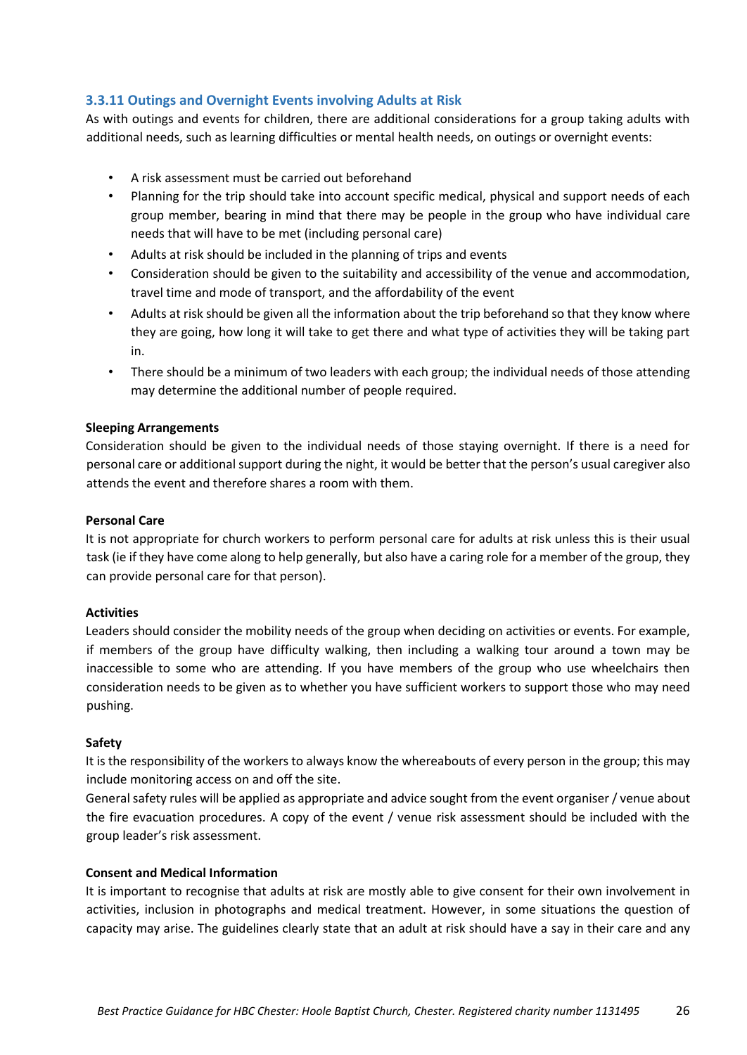### 3.3.11 Outings and Overnight Events involving Adults at Risk

As with outings and events for children, there are additional considerations for a group taking adults with additional needs, such as learning difficulties or mental health needs, on outings or overnight events:

- A risk assessment must be carried out beforehand
- Planning for the trip should take into account specific medical, physical and support needs of each group member, bearing in mind that there may be people in the group who have individual care needs that will have to be met (including personal care)
- Adults at risk should be included in the planning of trips and events
- Consideration should be given to the suitability and accessibility of the venue and accommodation, travel time and mode of transport, and the affordability of the event
- Adults at risk should be given all the information about the trip beforehand so that they know where they are going, how long it will take to get there and what type of activities they will be taking part in.
- There should be a minimum of two leaders with each group; the individual needs of those attending may determine the additional number of people required.

**Sleeping Arrangements**

Consideration should be given to the individual needs of those staying overnight. If there is a need for personal care or additional support during the night, it would be better that the person's usual caregiver also attends the event and therefore shares a room with them.

**Personal Care**

It is not appropriate for church workers to perform personal care for adults at risk unless this is their usual task (ie if they have come along to help generally, but also have a caring role for a member of the group, they can provide personal care for that person).

**Activities**

Leaders should consider the mobility needs of the group when deciding on activities or events. For example, if members of the group have difficulty walking, then including a walking tour around a town may be inaccessible to some who are attending. If you have members of the group who use wheelchairs then consideration needs to be given as to whether you have sufficient workers to support those who may need pushing.

**Safety**

It is the responsibility of the workers to always know the whereabouts of every person in the group; this may include monitoring access on and off the site.

General safety rules will be applied as appropriate and advice sought from the event organiser / venue about the fire evacuation procedures. A copy of the event / venue risk assessment should be included with the group leader's risk assessment.

**Consent and Medical Information**

It is important to recognise that adults at risk are mostly able to give consent for their own involvement in activities, inclusion in photographs and medical treatment. However, in some situations the question of capacity may arise. The guidelines clearly state that an adult at risk should have a say in their care and any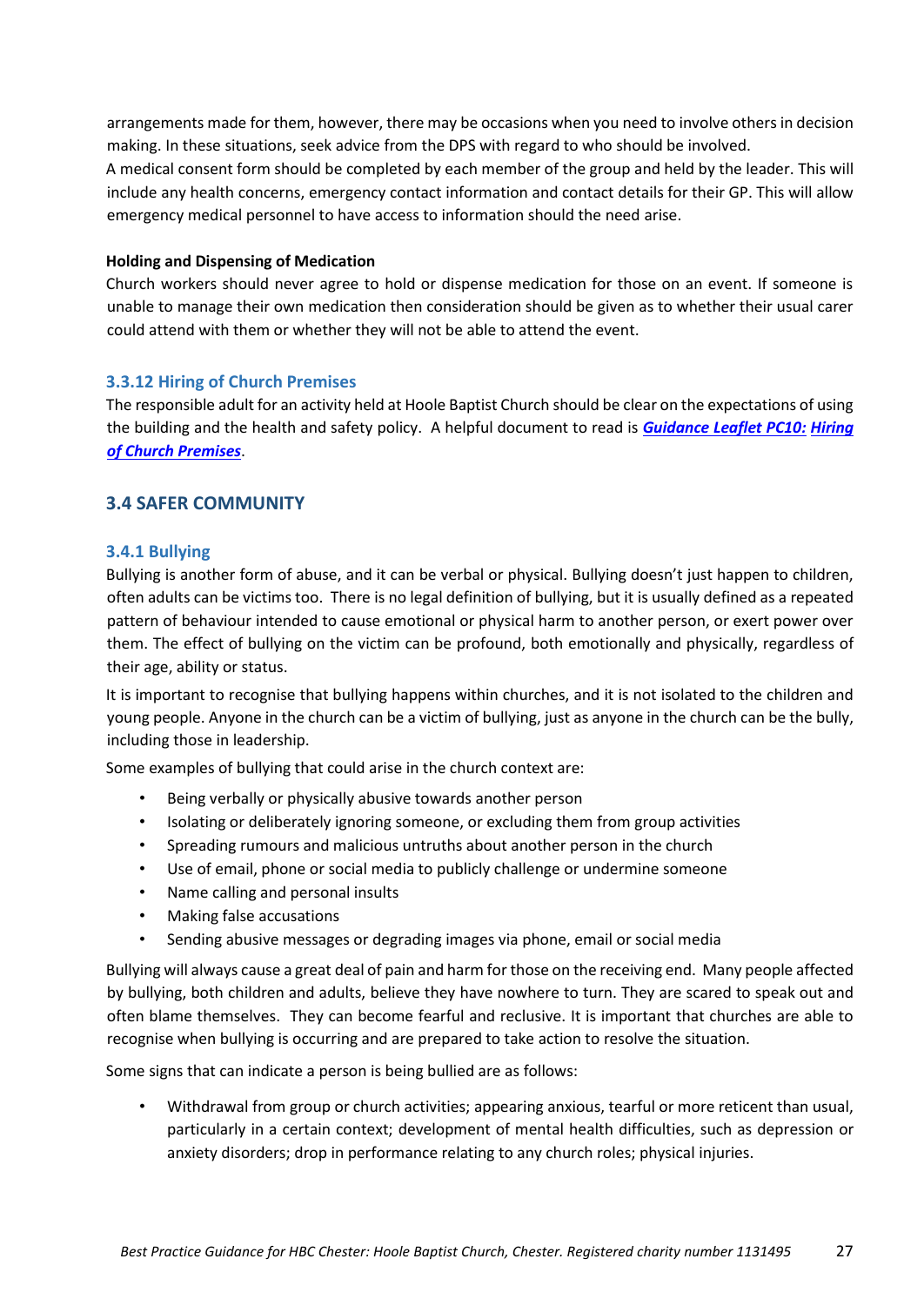arrangements made for them, however, there may be occasions when you need to involve others in decision making. In these situations, seek advice from the DPS with regard to who should be involved.
A medical consent form should be completed by each member of the group and held by the leader. This will include any health concerns, emergency contact information and contact details for their GP. This will allow emergency medical personnel to have access to information should the need arise.

**Holding and Dispensing of Medication**

Church workers should never agree to hold or dispense medication for those on an event. If someone is unable to manage their own medication then consideration should be given as to whether their usual carer could attend with them or whether they will not be able to attend the event.

### 3.3.12 Hiring of Church Premises

The responsible adult for an activity held at Hoole Baptist Church should be clear on the expectations of using the building and the health and safety policy. A helpful document to read is ***Guidance Leaflet PC10: Hiring of Church Premises***.

## 3.4 SAFER COMMUNITY

### 3.4.1 Bullying

Bullying is another form of abuse, and it can be verbal or physical. Bullying doesn't just happen to children, often adults can be victims too. There is no legal definition of bullying, but it is usually defined as a repeated pattern of behaviour intended to cause emotional or physical harm to another person, or exert power over them. The effect of bullying on the victim can be profound, both emotionally and physically, regardless of their age, ability or status.

It is important to recognise that bullying happens within churches, and it is not isolated to the children and young people. Anyone in the church can be a victim of bullying, just as anyone in the church can be the bully, including those in leadership.

Some examples of bullying that could arise in the church context are:

- Being verbally or physically abusive towards another person
- Isolating or deliberately ignoring someone, or excluding them from group activities
- Spreading rumours and malicious untruths about another person in the church
- Use of email, phone or social media to publicly challenge or undermine someone
- Name calling and personal insults
- Making false accusations
- Sending abusive messages or degrading images via phone, email or social media

Bullying will always cause a great deal of pain and harm for those on the receiving end. Many people affected by bullying, both children and adults, believe they have nowhere to turn. They are scared to speak out and often blame themselves. They can become fearful and reclusive. It is important that churches are able to recognise when bullying is occurring and are prepared to take action to resolve the situation.

Some signs that can indicate a person is being bullied are as follows:

- Withdrawal from group or church activities; appearing anxious, tearful or more reticent than usual, particularly in a certain context; development of mental health difficulties, such as depression or anxiety disorders; drop in performance relating to any church roles; physical injuries.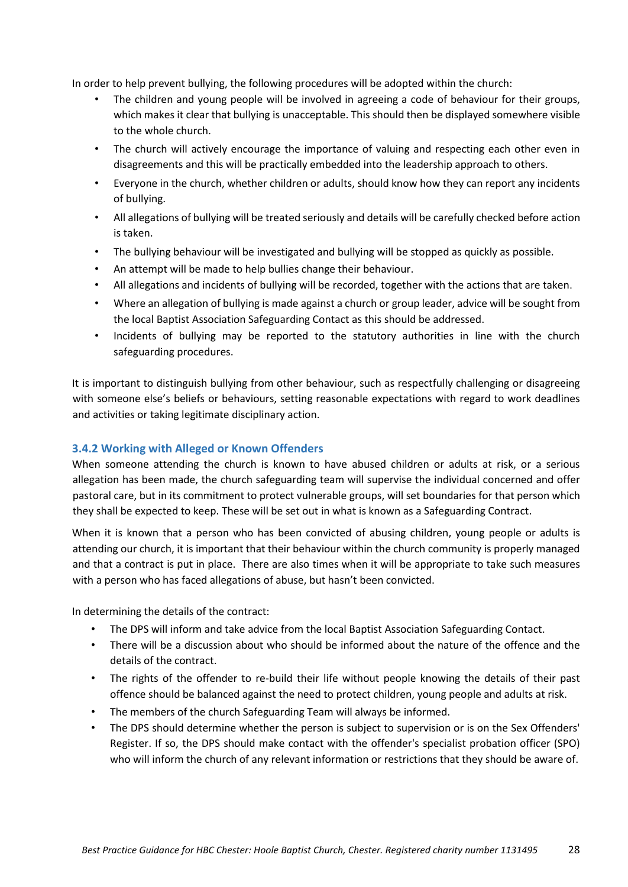In order to help prevent bullying, the following procedures will be adopted within the church:

- The children and young people will be involved in agreeing a code of behaviour for their groups, which makes it clear that bullying is unacceptable. This should then be displayed somewhere visible to the whole church.
- The church will actively encourage the importance of valuing and respecting each other even in disagreements and this will be practically embedded into the leadership approach to others.
- Everyone in the church, whether children or adults, should know how they can report any incidents of bullying.
- All allegations of bullying will be treated seriously and details will be carefully checked before action is taken.
- The bullying behaviour will be investigated and bullying will be stopped as quickly as possible.
- An attempt will be made to help bullies change their behaviour.
- All allegations and incidents of bullying will be recorded, together with the actions that are taken.
- Where an allegation of bullying is made against a church or group leader, advice will be sought from the local Baptist Association Safeguarding Contact as this should be addressed.
- Incidents of bullying may be reported to the statutory authorities in line with the church safeguarding procedures.

It is important to distinguish bullying from other behaviour, such as respectfully challenging or disagreeing with someone else's beliefs or behaviours, setting reasonable expectations with regard to work deadlines and activities or taking legitimate disciplinary action.

### 3.4.2 Working with Alleged or Known Offenders

When someone attending the church is known to have abused children or adults at risk, or a serious allegation has been made, the church safeguarding team will supervise the individual concerned and offer pastoral care, but in its commitment to protect vulnerable groups, will set boundaries for that person which they shall be expected to keep. These will be set out in what is known as a Safeguarding Contract.

When it is known that a person who has been convicted of abusing children, young people or adults is attending our church, it is important that their behaviour within the church community is properly managed and that a contract is put in place. There are also times when it will be appropriate to take such measures with a person who has faced allegations of abuse, but hasn't been convicted.

In determining the details of the contract:

- The DPS will inform and take advice from the local Baptist Association Safeguarding Contact.
- There will be a discussion about who should be informed about the nature of the offence and the details of the contract.
- The rights of the offender to re-build their life without people knowing the details of their past offence should be balanced against the need to protect children, young people and adults at risk.
- The members of the church Safeguarding Team will always be informed.
- The DPS should determine whether the person is subject to supervision or is on the Sex Offenders' Register. If so, the DPS should make contact with the offender's specialist probation officer (SPO) who will inform the church of any relevant information or restrictions that they should be aware of.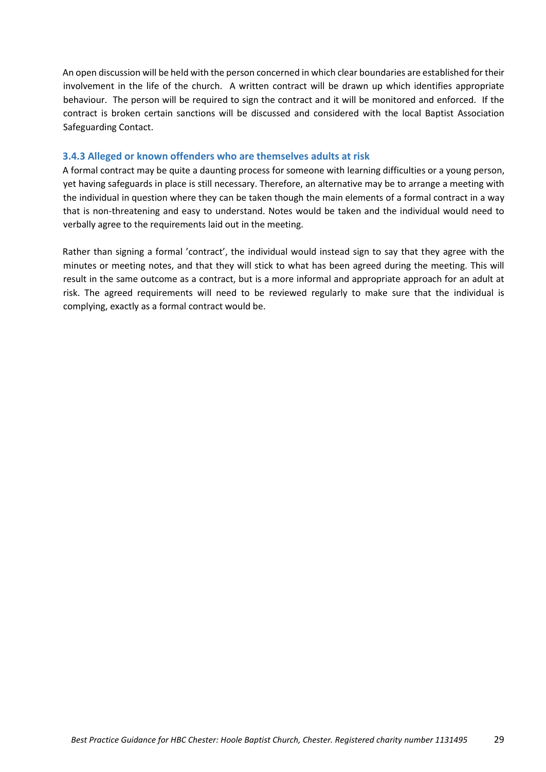An open discussion will be held with the person concerned in which clear boundaries are established for their involvement in the life of the church. A written contract will be drawn up which identifies appropriate behaviour. The person will be required to sign the contract and it will be monitored and enforced. If the contract is broken certain sanctions will be discussed and considered with the local Baptist Association Safeguarding Contact.

### 3.4.3 Alleged or known offenders who are themselves adults at risk

A formal contract may be quite a daunting process for someone with learning difficulties or a young person, yet having safeguards in place is still necessary. Therefore, an alternative may be to arrange a meeting with the individual in question where they can be taken though the main elements of a formal contract in a way that is non-threatening and easy to understand. Notes would be taken and the individual would need to verbally agree to the requirements laid out in the meeting.

Rather than signing a formal 'contract', the individual would instead sign to say that they agree with the minutes or meeting notes, and that they will stick to what has been agreed during the meeting. This will result in the same outcome as a contract, but is a more informal and appropriate approach for an adult at risk. The agreed requirements will need to be reviewed regularly to make sure that the individual is complying, exactly as a formal contract would be.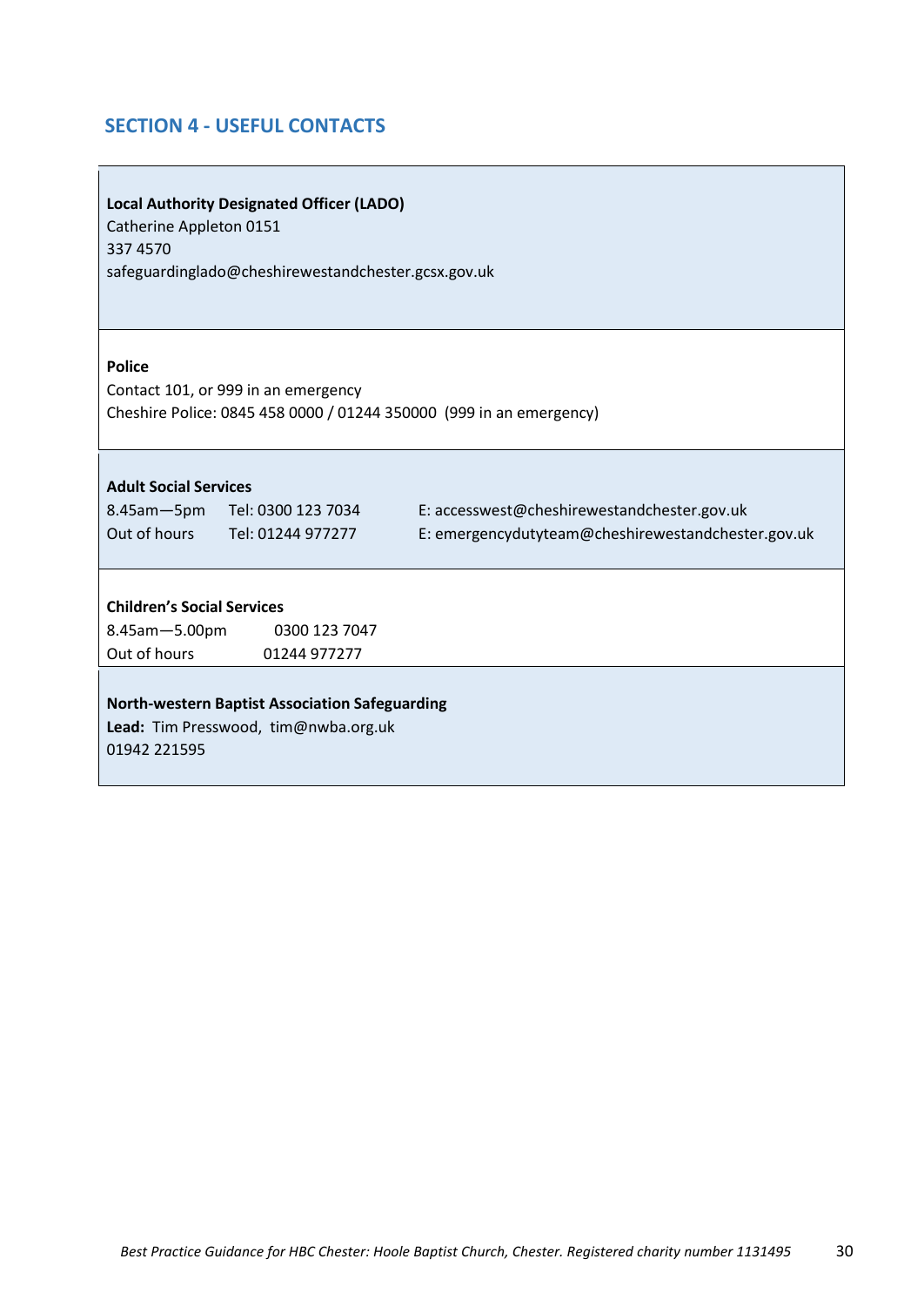## SECTION 4 - USEFUL CONTACTS

**Local Authority Designated Officer (LADO)**
Catherine Appleton 0151
337 4570
safeguardinglado@cheshirewestandchester.gcsx.gov.uk

**Police**
Contact 101, or 999 in an emergency
Cheshire Police: 0845 458 0000 / 01244 350000 (999 in an emergency)

**Adult Social Services**

| | | |
|---|---|---|
| 8.45am—5pm | Tel: 0300 123 7034 | E: accesswest@cheshirewestandchester.gov.uk |
| Out of hours | Tel: 01244 977277 | E: emergencydutyteam@cheshirewestandchester.gov.uk |

**Children's Social Services**

| | |
|---|---|
| 8.45am—5.00pm | 0300 123 7047 |
| Out of hours | 01244 977277 |

**North-western Baptist Association Safeguarding**
**Lead:** Tim Presswood, tim@nwba.org.uk
01942 221595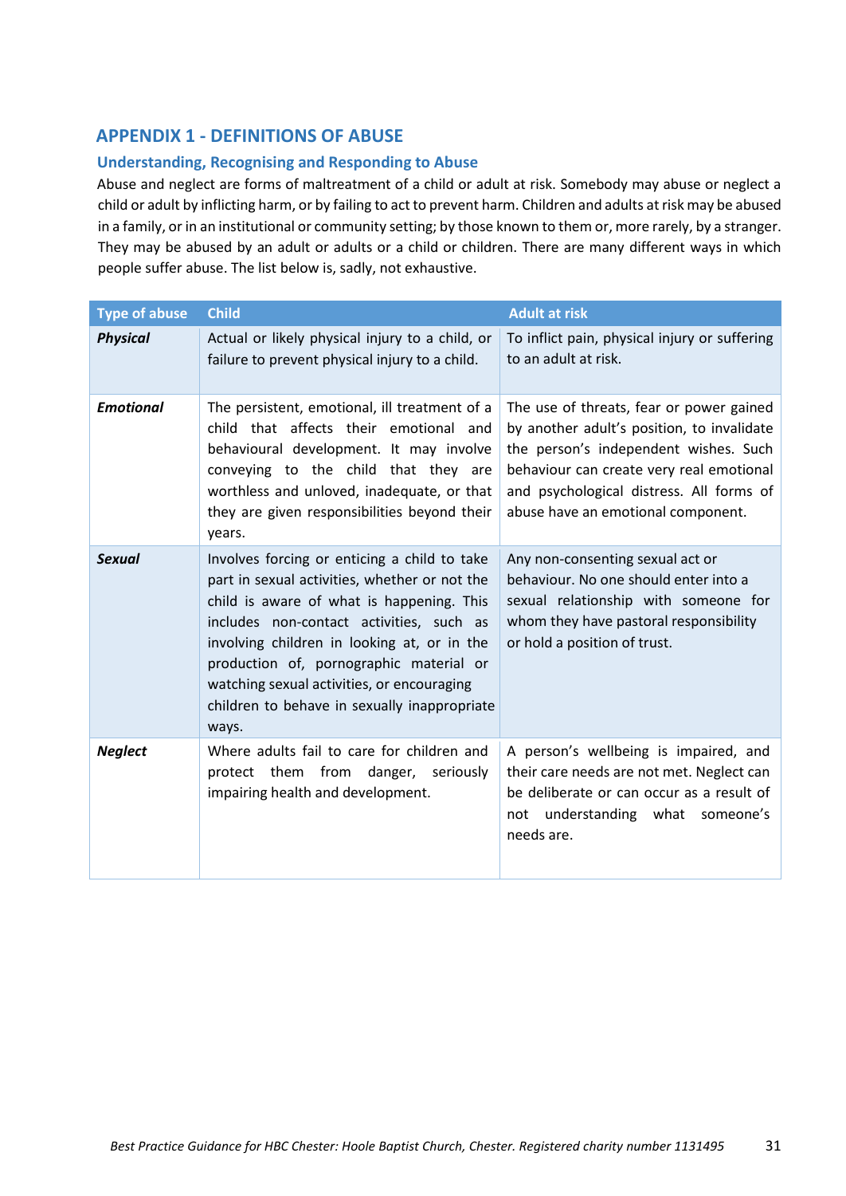## APPENDIX 1 - DEFINITIONS OF ABUSE

### Understanding, Recognising and Responding to Abuse

Abuse and neglect are forms of maltreatment of a child or adult at risk. Somebody may abuse or neglect a child or adult by inflicting harm, or by failing to act to prevent harm. Children and adults at risk may be abused in a family, or in an institutional or community setting; by those known to them or, more rarely, by a stranger. They may be abused by an adult or adults or a child or children. There are many different ways in which people suffer abuse. The list below is, sadly, not exhaustive.

| Type of abuse | Child | Adult at risk |
|---|---|---|
| ***Physical*** | Actual or likely physical injury to a child, or failure to prevent physical injury to a child. | To inflict pain, physical injury or suffering to an adult at risk. |
| ***Emotional*** | The persistent, emotional, ill treatment of a child that affects their emotional and behavioural development. It may involve conveying to the child that they are worthless and unloved, inadequate, or that they are given responsibilities beyond their years. | The use of threats, fear or power gained by another adult's position, to invalidate the person's independent wishes. Such behaviour can create very real emotional and psychological distress. All forms of abuse have an emotional component. |
| ***Sexual*** | Involves forcing or enticing a child to take part in sexual activities, whether or not the child is aware of what is happening. This includes non-contact activities, such as involving children in looking at, or in the production of, pornographic material or watching sexual activities, or encouraging children to behave in sexually inappropriate ways. | Any non-consenting sexual act or behaviour. No one should enter into a sexual relationship with someone for whom they have pastoral responsibility or hold a position of trust. |
| ***Neglect*** | Where adults fail to care for children and protect them from danger, seriously impairing health and development. | A person's wellbeing is impaired, and their care needs are not met. Neglect can be deliberate or can occur as a result of not understanding what someone's needs are. |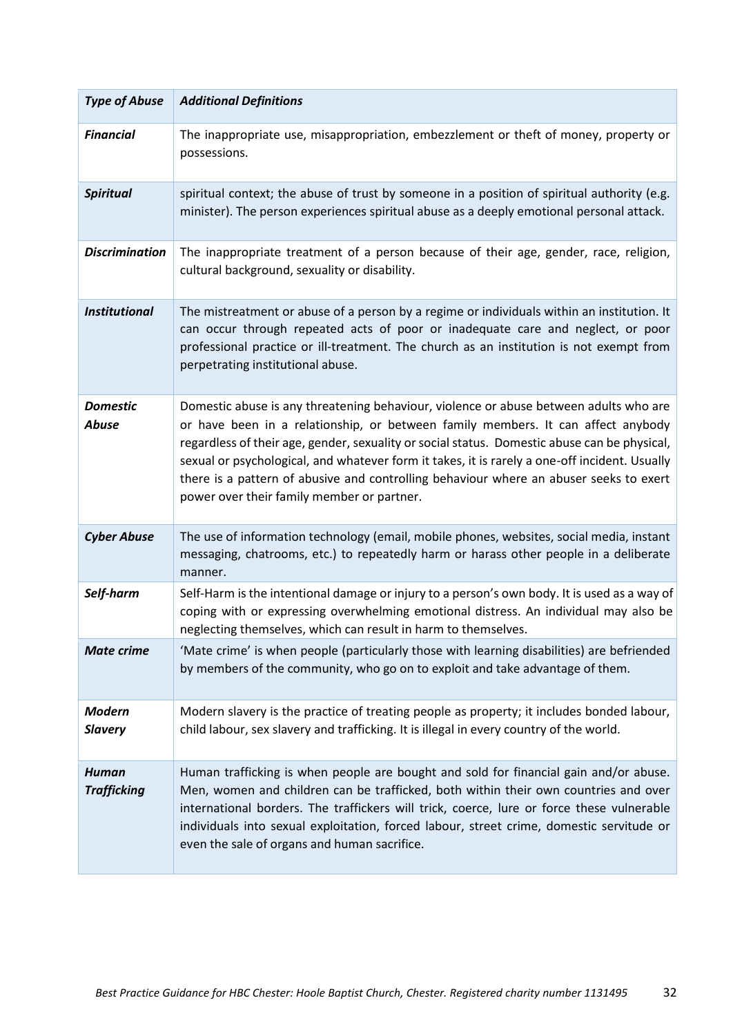| *Type of Abuse* | *Additional Definitions* |
|---|---|
| ***Financial*** | The inappropriate use, misappropriation, embezzlement or theft of money, property or possessions. |
| ***Spiritual*** | spiritual context; the abuse of trust by someone in a position of spiritual authority (e.g. minister). The person experiences spiritual abuse as a deeply emotional personal attack. |
| ***Discrimination*** | The inappropriate treatment of a person because of their age, gender, race, religion, cultural background, sexuality or disability. |
| ***Institutional*** | The mistreatment or abuse of a person by a regime or individuals within an institution. It can occur through repeated acts of poor or inadequate care and neglect, or poor professional practice or ill-treatment. The church as an institution is not exempt from perpetrating institutional abuse. |
| ***Domestic Abuse*** | Domestic abuse is any threatening behaviour, violence or abuse between adults who are or have been in a relationship, or between family members. It can affect anybody regardless of their age, gender, sexuality or social status. Domestic abuse can be physical, sexual or psychological, and whatever form it takes, it is rarely a one-off incident. Usually there is a pattern of abusive and controlling behaviour where an abuser seeks to exert power over their family member or partner. |
| ***Cyber Abuse*** | The use of information technology (email, mobile phones, websites, social media, instant messaging, chatrooms, etc.) to repeatedly harm or harass other people in a deliberate manner. |
| ***Self-harm*** | Self-Harm is the intentional damage or injury to a person's own body. It is used as a way of coping with or expressing overwhelming emotional distress. An individual may also be neglecting themselves, which can result in harm to themselves. |
| ***Mate crime*** | 'Mate crime' is when people (particularly those with learning disabilities) are befriended by members of the community, who go on to exploit and take advantage of them. |
| ***Modern Slavery*** | Modern slavery is the practice of treating people as property; it includes bonded labour, child labour, sex slavery and trafficking. It is illegal in every country of the world. |
| ***Human Trafficking*** | Human trafficking is when people are bought and sold for financial gain and/or abuse. Men, women and children can be trafficked, both within their own countries and over international borders. The traffickers will trick, coerce, lure or force these vulnerable individuals into sexual exploitation, forced labour, street crime, domestic servitude or even the sale of organs and human sacrifice. |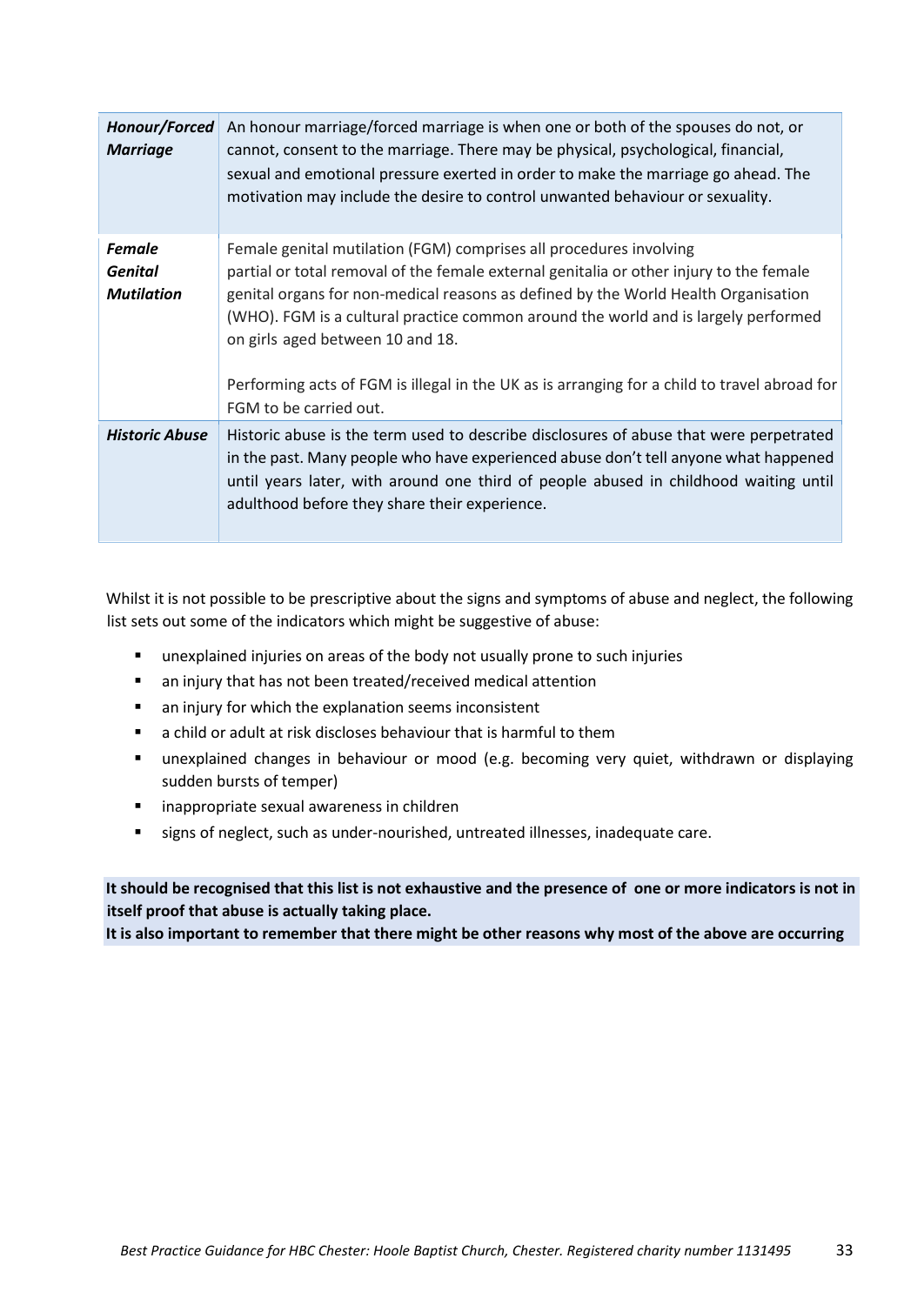| | |
|---|---|
| ***Honour/Forced Marriage*** | An honour marriage/forced marriage is when one or both of the spouses do not, or cannot, consent to the marriage. There may be physical, psychological, financial, sexual and emotional pressure exerted in order to make the marriage go ahead. The motivation may include the desire to control unwanted behaviour or sexuality. |
| ***Female Genital Mutilation*** | Female genital mutilation (FGM) comprises all procedures involving partial or total removal of the female external genitalia or other injury to the female genital organs for non-medical reasons as defined by the World Health Organisation (WHO). FGM is a cultural practice common around the world and is largely performed on girls aged between 10 and 18.<br><br>Performing acts of FGM is illegal in the UK as is arranging for a child to travel abroad for FGM to be carried out. |
| ***Historic Abuse*** | Historic abuse is the term used to describe disclosures of abuse that were perpetrated in the past. Many people who have experienced abuse don't tell anyone what happened until years later, with around one third of people abused in childhood waiting until adulthood before they share their experience. |

Whilst it is not possible to be prescriptive about the signs and symptoms of abuse and neglect, the following list sets out some of the indicators which might be suggestive of abuse:

- unexplained injuries on areas of the body not usually prone to such injuries
- an injury that has not been treated/received medical attention
- an injury for which the explanation seems inconsistent
- a child or adult at risk discloses behaviour that is harmful to them
- unexplained changes in behaviour or mood (e.g. becoming very quiet, withdrawn or displaying sudden bursts of temper)
- inappropriate sexual awareness in children
- signs of neglect, such as under-nourished, untreated illnesses, inadequate care.

**It should be recognised that this list is not exhaustive and the presence of one or more indicators is not in itself proof that abuse is actually taking place.**
**It is also important to remember that there might be other reasons why most of the above are occurring**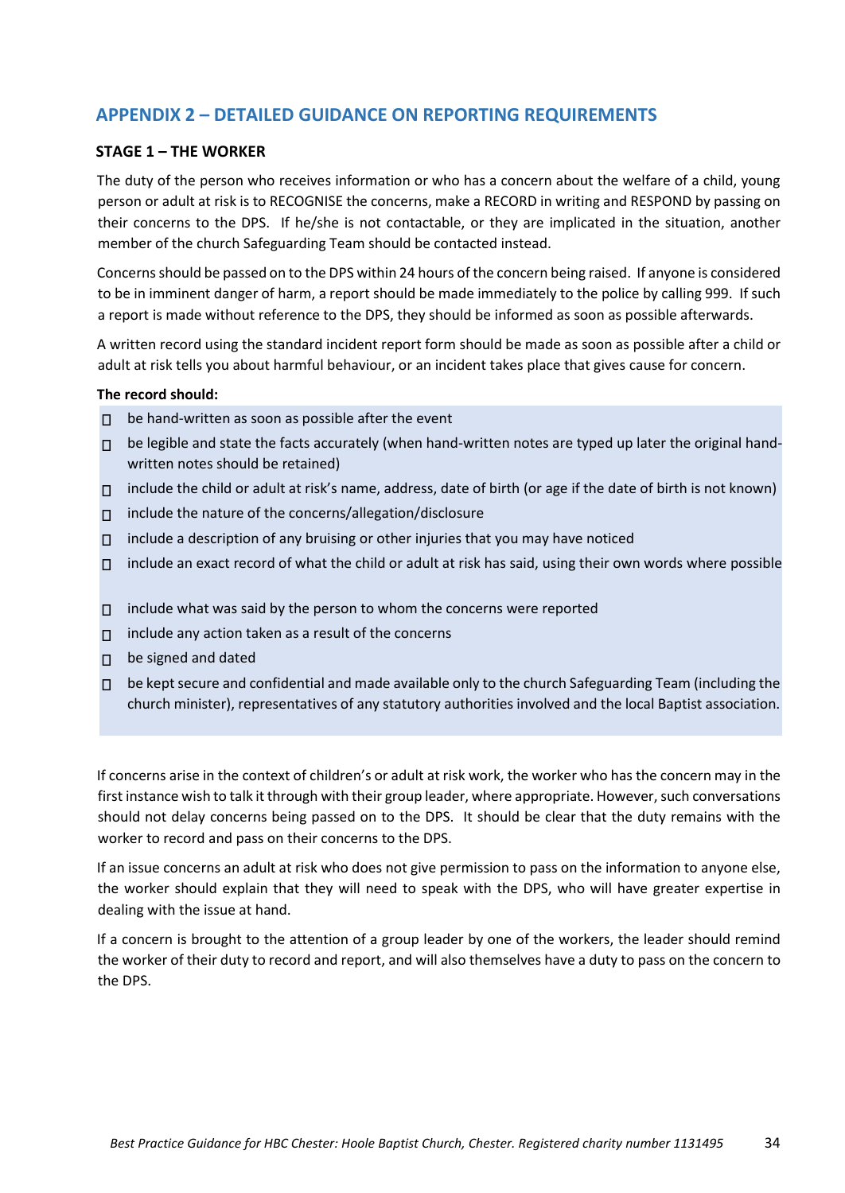## APPENDIX 2 – DETAILED GUIDANCE ON REPORTING REQUIREMENTS

### STAGE 1 – THE WORKER

The duty of the person who receives information or who has a concern about the welfare of a child, young person or adult at risk is to RECOGNISE the concerns, make a RECORD in writing and RESPOND by passing on their concerns to the DPS. If he/she is not contactable, or they are implicated in the situation, another member of the church Safeguarding Team should be contacted instead.

Concerns should be passed on to the DPS within 24 hours of the concern being raised. If anyone is considered to be in imminent danger of harm, a report should be made immediately to the police by calling 999. If such a report is made without reference to the DPS, they should be informed as soon as possible afterwards.

A written record using the standard incident report form should be made as soon as possible after a child or adult at risk tells you about harmful behaviour, or an incident takes place that gives cause for concern.

**The record should:**

- be hand-written as soon as possible after the event
- be legible and state the facts accurately (when hand-written notes are typed up later the original hand-written notes should be retained)
- include the child or adult at risk's name, address, date of birth (or age if the date of birth is not known)
- include the nature of the concerns/allegation/disclosure
- include a description of any bruising or other injuries that you may have noticed
- include an exact record of what the child or adult at risk has said, using their own words where possible
- include what was said by the person to whom the concerns were reported
- include any action taken as a result of the concerns
- be signed and dated
- be kept secure and confidential and made available only to the church Safeguarding Team (including the church minister), representatives of any statutory authorities involved and the local Baptist association.

If concerns arise in the context of children's or adult at risk work, the worker who has the concern may in the first instance wish to talk it through with their group leader, where appropriate. However, such conversations should not delay concerns being passed on to the DPS. It should be clear that the duty remains with the worker to record and pass on their concerns to the DPS.

If an issue concerns an adult at risk who does not give permission to pass on the information to anyone else, the worker should explain that they will need to speak with the DPS, who will have greater expertise in dealing with the issue at hand.

If a concern is brought to the attention of a group leader by one of the workers, the leader should remind the worker of their duty to record and report, and will also themselves have a duty to pass on the concern to the DPS.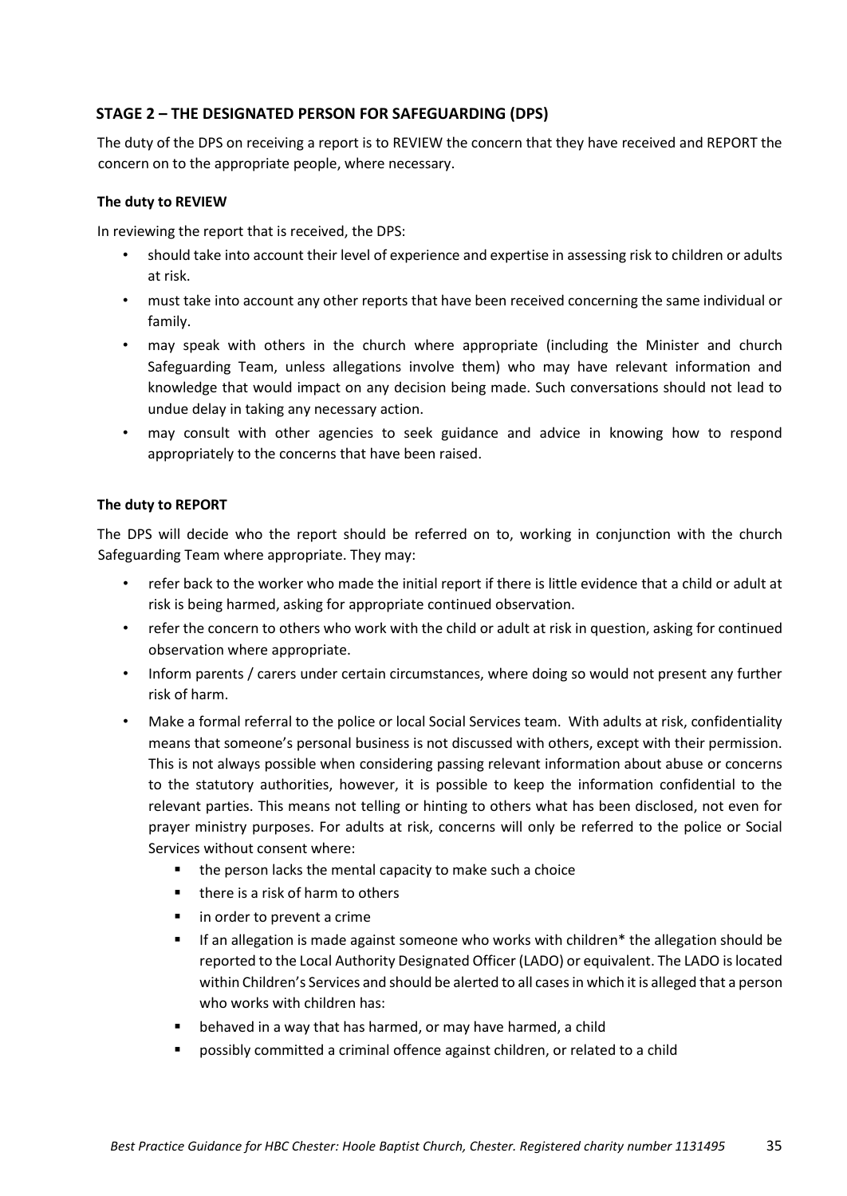## STAGE 2 – THE DESIGNATED PERSON FOR SAFEGUARDING (DPS)

The duty of the DPS on receiving a report is to REVIEW the concern that they have received and REPORT the concern on to the appropriate people, where necessary.

### The duty to REVIEW

In reviewing the report that is received, the DPS:

- should take into account their level of experience and expertise in assessing risk to children or adults at risk.
- must take into account any other reports that have been received concerning the same individual or family.
- may speak with others in the church where appropriate (including the Minister and church Safeguarding Team, unless allegations involve them) who may have relevant information and knowledge that would impact on any decision being made. Such conversations should not lead to undue delay in taking any necessary action.
- may consult with other agencies to seek guidance and advice in knowing how to respond appropriately to the concerns that have been raised.

### The duty to REPORT

The DPS will decide who the report should be referred on to, working in conjunction with the church Safeguarding Team where appropriate. They may:

- refer back to the worker who made the initial report if there is little evidence that a child or adult at risk is being harmed, asking for appropriate continued observation.
- refer the concern to others who work with the child or adult at risk in question, asking for continued observation where appropriate.
- Inform parents / carers under certain circumstances, where doing so would not present any further risk of harm.
- Make a formal referral to the police or local Social Services team. With adults at risk, confidentiality means that someone's personal business is not discussed with others, except with their permission. This is not always possible when considering passing relevant information about abuse or concerns to the statutory authorities, however, it is possible to keep the information confidential to the relevant parties. This means not telling or hinting to others what has been disclosed, not even for prayer ministry purposes. For adults at risk, concerns will only be referred to the police or Social Services without consent where:
  - the person lacks the mental capacity to make such a choice
  - there is a risk of harm to others
  - in order to prevent a crime
  - If an allegation is made against someone who works with children* the allegation should be reported to the Local Authority Designated Officer (LADO) or equivalent. The LADO is located within Children's Services and should be alerted to all cases in which it is alleged that a person who works with children has:
  - behaved in a way that has harmed, or may have harmed, a child
  - possibly committed a criminal offence against children, or related to a child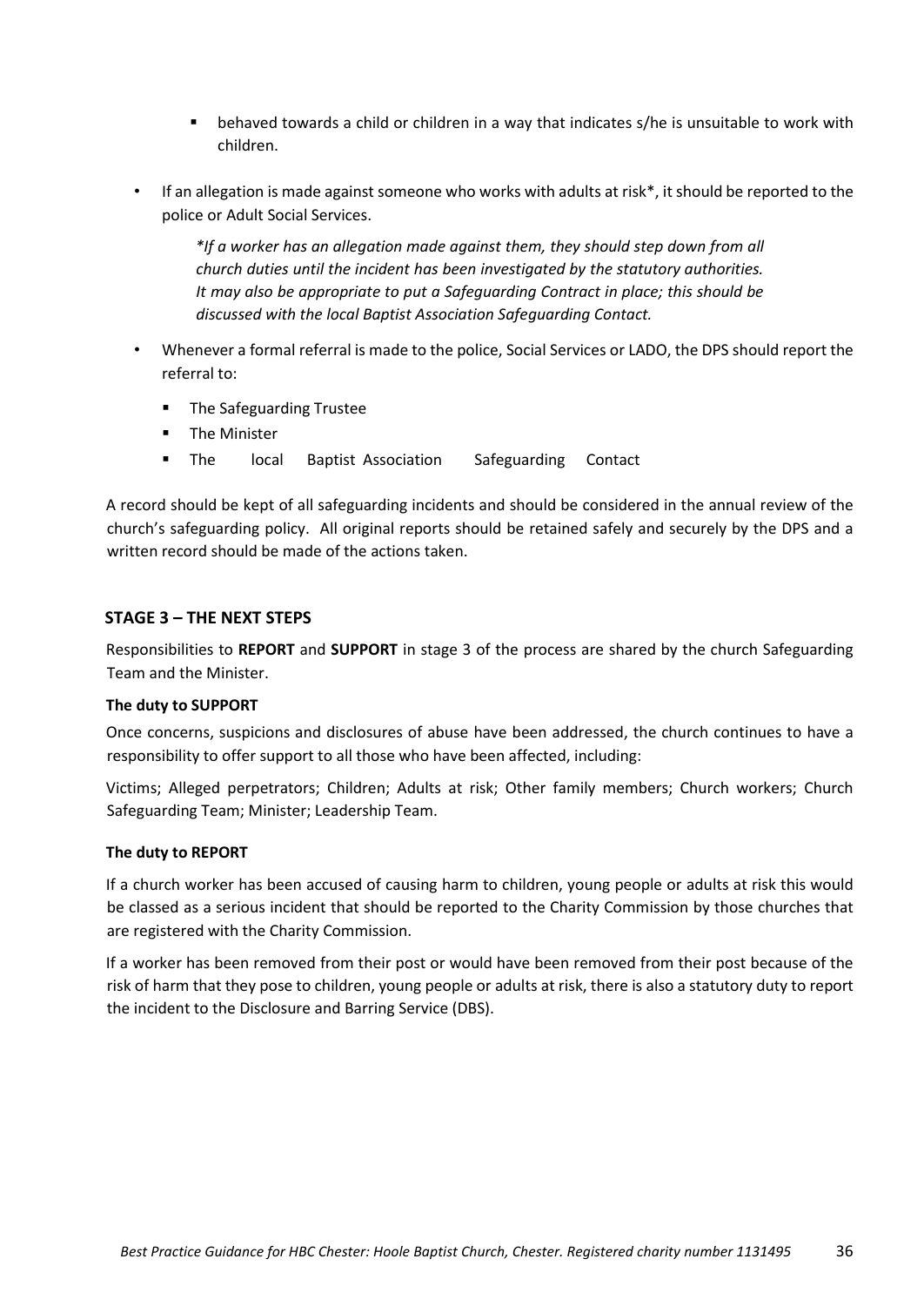- behaved towards a child or children in a way that indicates s/he is unsuitable to work with children.

- If an allegation is made against someone who works with adults at risk*, it should be reported to the police or Adult Social Services.

  *\*If a worker has an allegation made against them, they should step down from all church duties until the incident has been investigated by the statutory authorities. It may also be appropriate to put a Safeguarding Contract in place; this should be discussed with the local Baptist Association Safeguarding Contact.*

- Whenever a formal referral is made to the police, Social Services or LADO, the DPS should report the referral to:
  - The Safeguarding Trustee
  - The Minister
  - The local Baptist Association Safeguarding Contact

A record should be kept of all safeguarding incidents and should be considered in the annual review of the church's safeguarding policy. All original reports should be retained safely and securely by the DPS and a written record should be made of the actions taken.

## STAGE 3 – THE NEXT STEPS

Responsibilities to **REPORT** and **SUPPORT** in stage 3 of the process are shared by the church Safeguarding Team and the Minister.

**The duty to SUPPORT**

Once concerns, suspicions and disclosures of abuse have been addressed, the church continues to have a responsibility to offer support to all those who have been affected, including:

Victims; Alleged perpetrators; Children; Adults at risk; Other family members; Church workers; Church Safeguarding Team; Minister; Leadership Team.

**The duty to REPORT**

If a church worker has been accused of causing harm to children, young people or adults at risk this would be classed as a serious incident that should be reported to the Charity Commission by those churches that are registered with the Charity Commission.

If a worker has been removed from their post or would have been removed from their post because of the risk of harm that they pose to children, young people or adults at risk, there is also a statutory duty to report the incident to the Disclosure and Barring Service (DBS).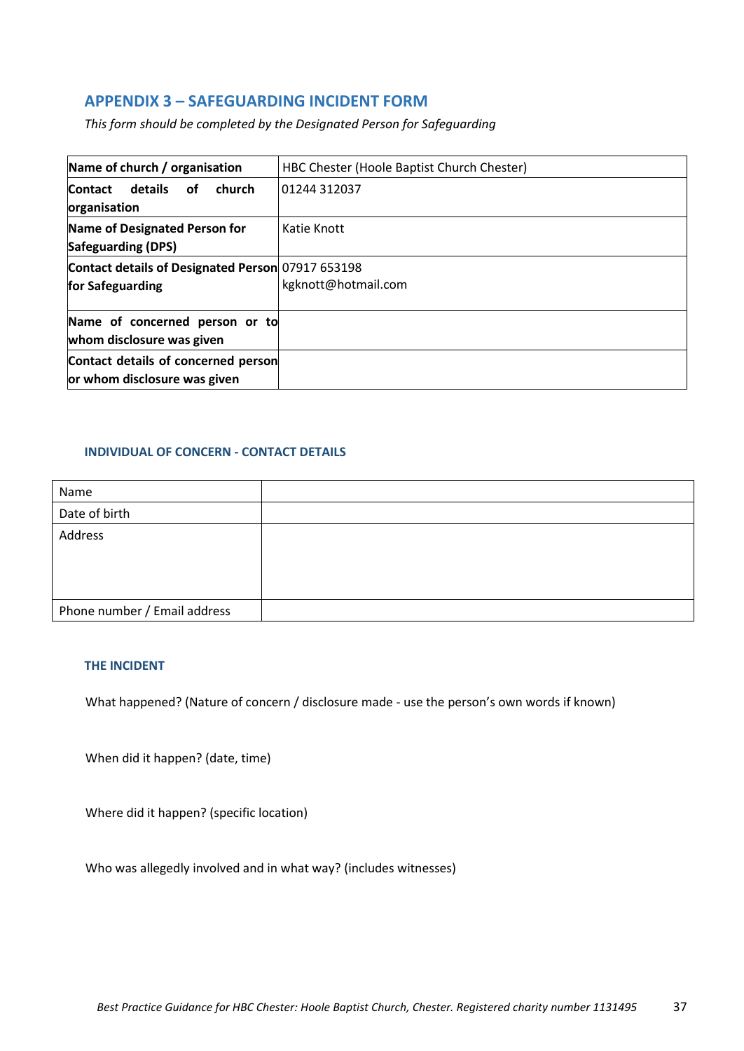## APPENDIX 3 – SAFEGUARDING INCIDENT FORM

*This form should be completed by the Designated Person for Safeguarding*

| **Name of church / organisation** | HBC Chester (Hoole Baptist Church Chester) |
|---|---|
| **Contact details of church organisation** | 01244 312037 |
| **Name of Designated Person for Safeguarding (DPS)** | Katie Knott |
| **Contact details of Designated Person for Safeguarding** | 07917 653198<br>kgknott@hotmail.com |
| **Name of concerned person or to whom disclosure was given** | |
| **Contact details of concerned person or whom disclosure was given** | |

### INDIVIDUAL OF CONCERN - CONTACT DETAILS

| Name | |
|---|---|
| Date of birth | |
| Address | |
| Phone number / Email address | |

### THE INCIDENT

What happened? (Nature of concern / disclosure made - use the person's own words if known)

When did it happen? (date, time)

Where did it happen? (specific location)

Who was allegedly involved and in what way? (includes witnesses)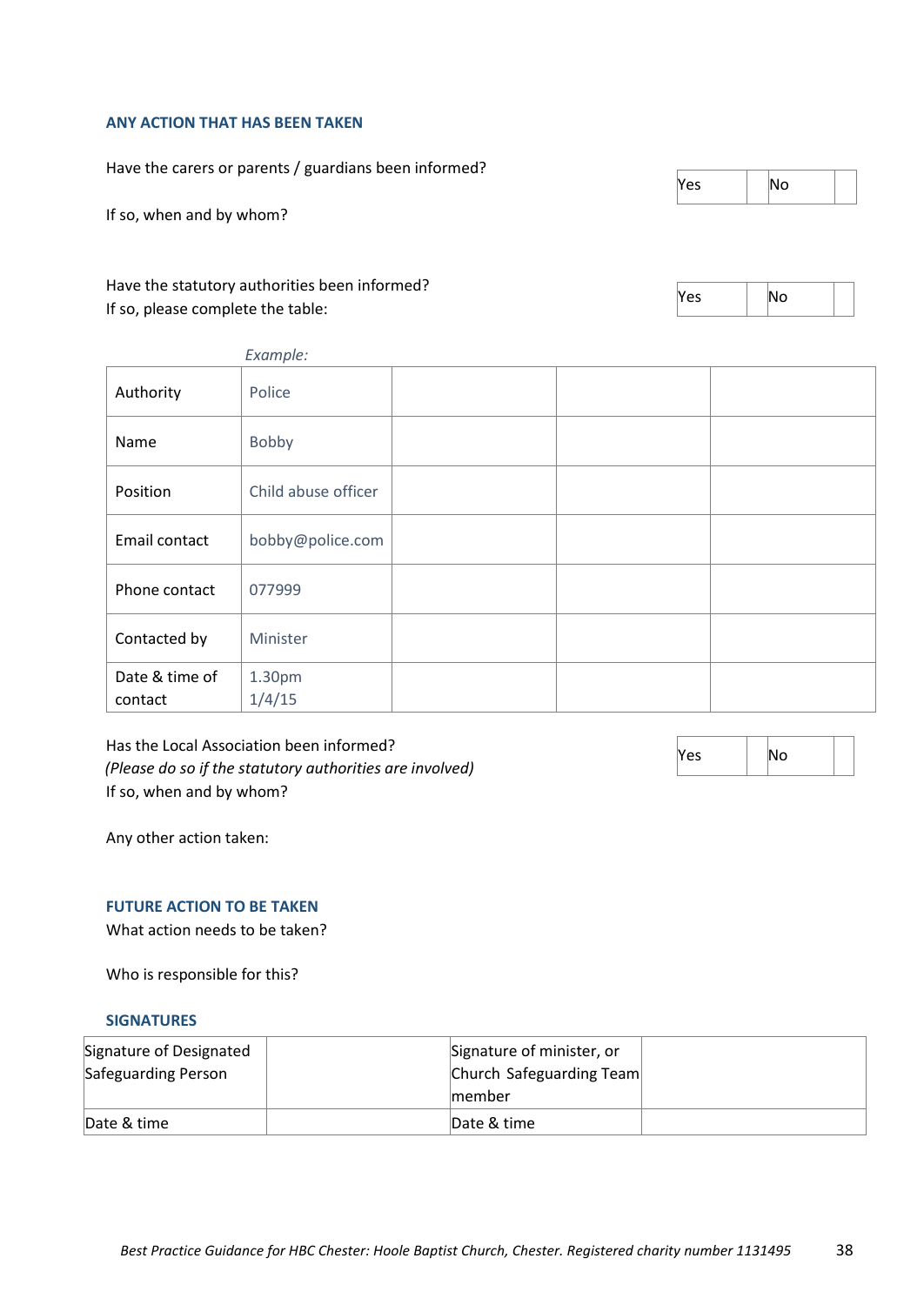### ANY ACTION THAT HAS BEEN TAKEN

Have the carers or parents / guardians been informed?

| Yes | | No | |
|---|---|---|---|

If so, when and by whom?

Have the statutory authorities been informed?

If so, please complete the table:

| Yes | | No | |
|---|---|---|---|

| | *Example:* | | | |
|---|---|---|---|---|
| Authority | Police | | | |
| Name | Bobby | | | |
| Position | Child abuse officer | | | |
| Email contact | bobby@police.com | | | |
| Phone contact | 077999 | | | |
| Contacted by | Minister | | | |
| Date & time of contact | 1.30pm 1/4/15 | | | |

Has the Local Association been informed?

*(Please do so if the statutory authorities are involved)*

If so, when and by whom?

| Yes | | No | |
|---|---|---|---|

Any other action taken:

### FUTURE ACTION TO BE TAKEN

What action needs to be taken?

Who is responsible for this?

### SIGNATURES

| Signature of Designated Safeguarding Person | | Signature of minister, or Church Safeguarding Team member | |
|---|---|---|---|
| Date & time | | Date & time | |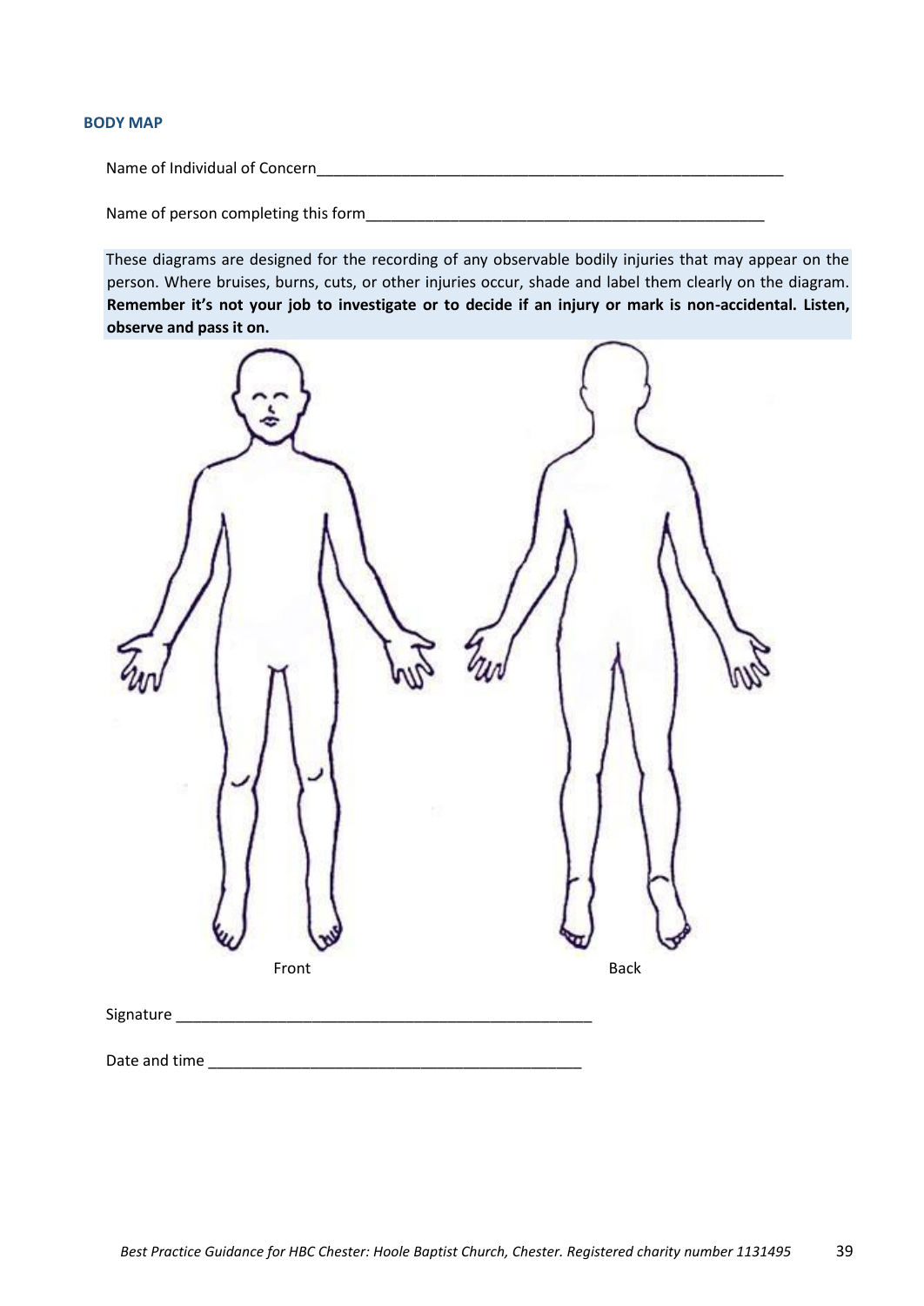## BODY MAP

Name of Individual of Concern__________________________________________________________

Name of person completing this form__________________________________________________

These diagrams are designed for the recording of any observable bodily injuries that may appear on the person. Where bruises, burns, cuts, or other injuries occur, shade and label them clearly on the diagram. **Remember it's not your job to investigate or to decide if an injury or mark is non-accidental. Listen, observe and pass it on.**

Front

Back

Signature ____________________________________________________

Date and time ______________________________________________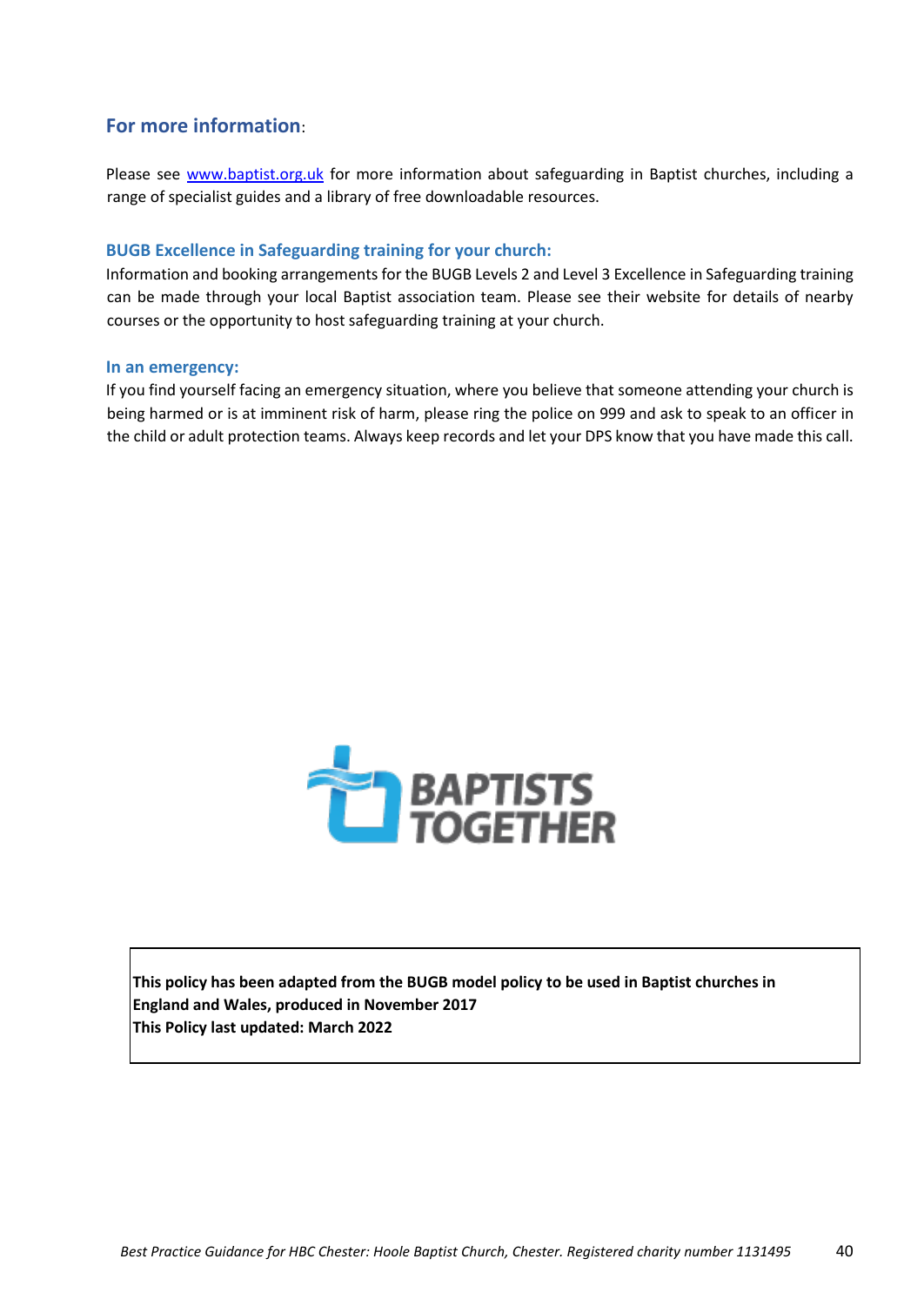## For more information:

Please see www.baptist.org.uk for more information about safeguarding in Baptist churches, including a range of specialist guides and a library of free downloadable resources.

### BUGB Excellence in Safeguarding training for your church:

Information and booking arrangements for the BUGB Levels 2 and Level 3 Excellence in Safeguarding training can be made through your local Baptist association team. Please see their website for details of nearby courses or the opportunity to host safeguarding training at your church.

### In an emergency:

If you find yourself facing an emergency situation, where you believe that someone attending your church is being harmed or is at imminent risk of harm, please ring the police on 999 and ask to speak to an officer in the child or adult protection teams. Always keep records and let your DPS know that you have made this call.

BAPTISTS TOGETHER

**This policy has been adapted from the BUGB model policy to be used in Baptist churches in England and Wales, produced in November 2017**
**This Policy last updated: March 2022**